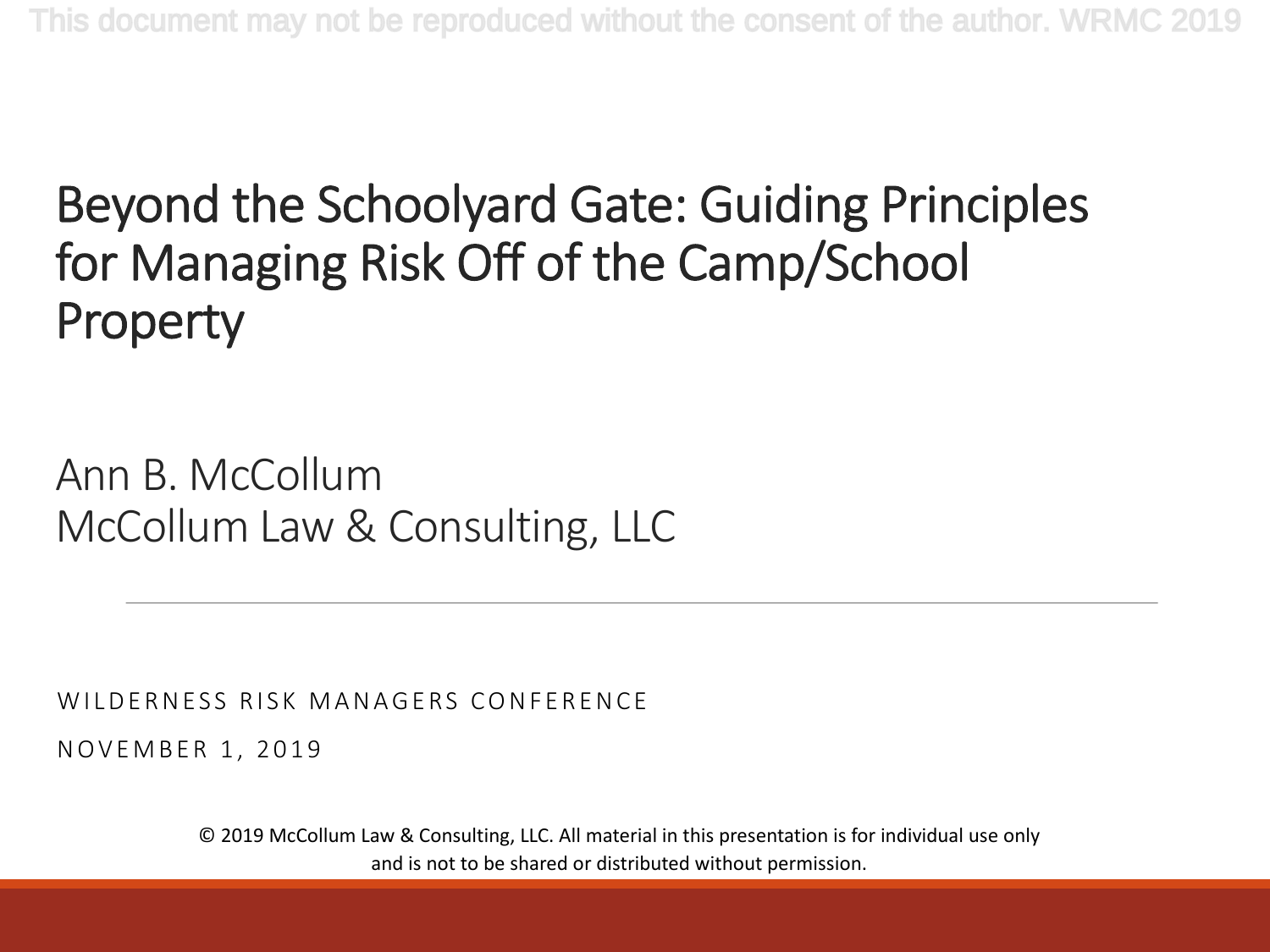# Beyond the Schoolyard Gate: Guiding Principles for Managing Risk Off of the Camp/School Property

Ann B. McCollum
McCollum Law & Consulting, LLC

WILDERNESS RISK MANAGERS CONFERENCE

NOVEMBER 1, 2019

© 2019 McCollum Law & Consulting, LLC. All material in this presentation is for individual use only and is not to be shared or distributed without permission.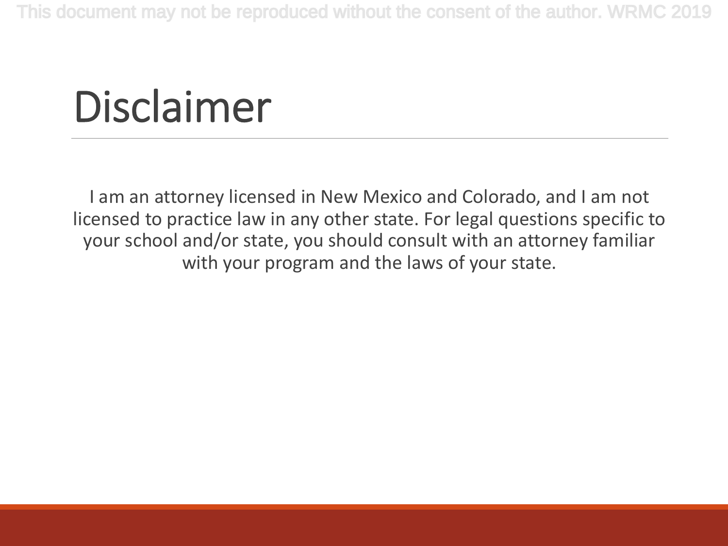# Disclaimer

I am an attorney licensed in New Mexico and Colorado, and I am not licensed to practice law in any other state. For legal questions specific to your school and/or state, you should consult with an attorney familiar with your program and the laws of your state.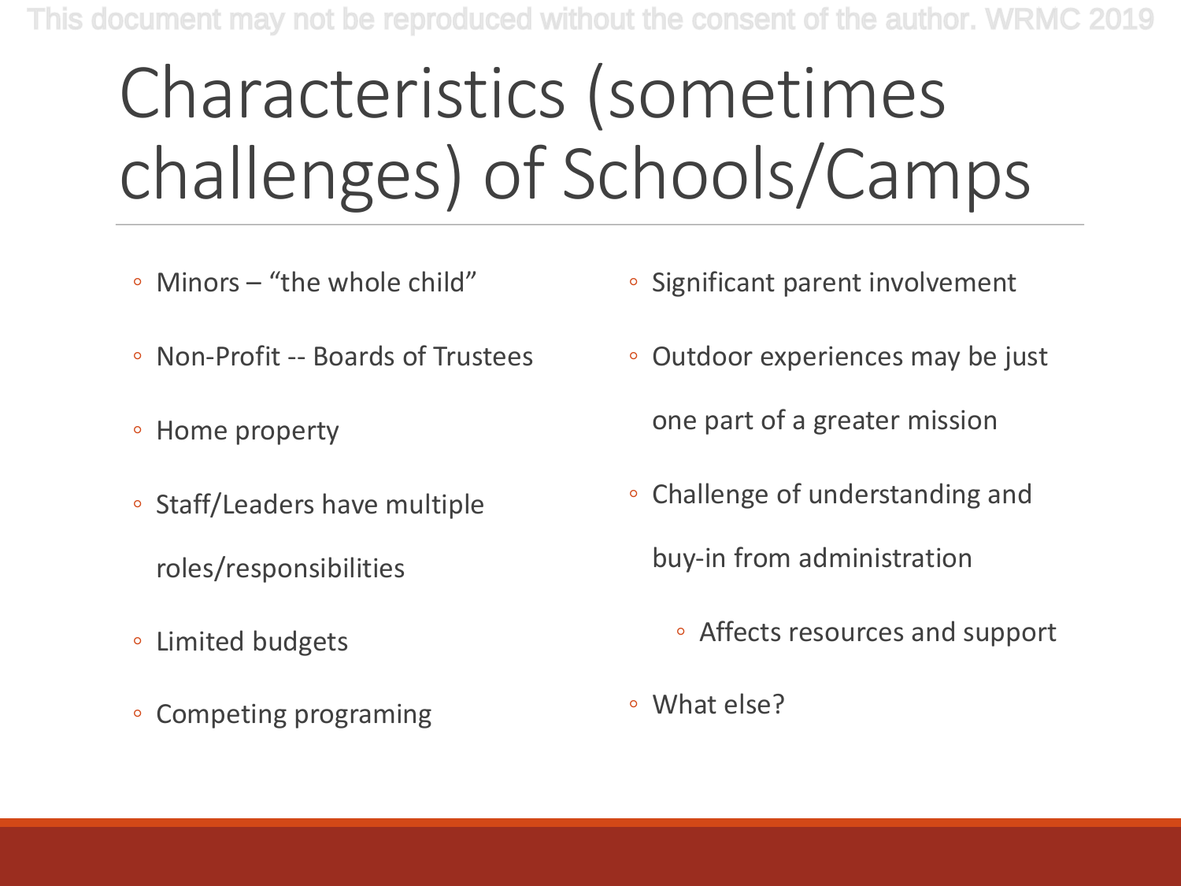# Characteristics (sometimes challenges) of Schools/Camps

- Minors – "the whole child"
- Non-Profit -- Boards of Trustees
- Home property
- Staff/Leaders have multiple roles/responsibilities
- Limited budgets
- Competing programing
- Significant parent involvement
- Outdoor experiences may be just one part of a greater mission
- Challenge of understanding and buy-in from administration
  - Affects resources and support
- What else?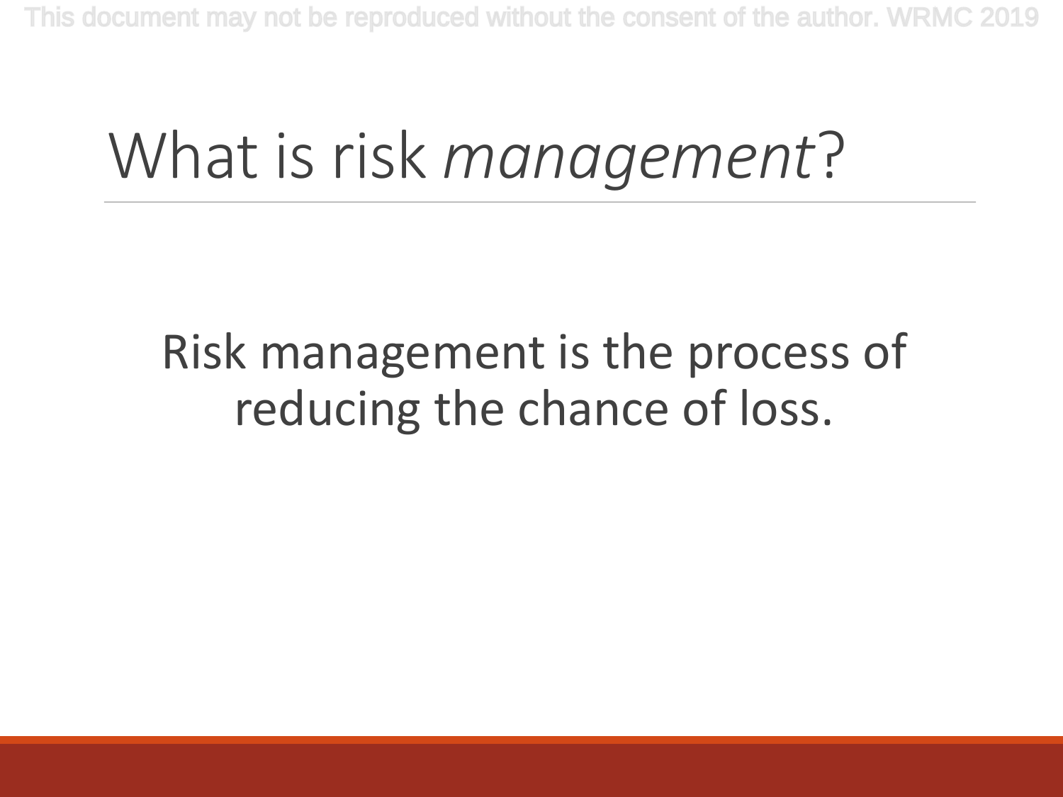# What is risk *management*?

Risk management is the process of reducing the chance of loss.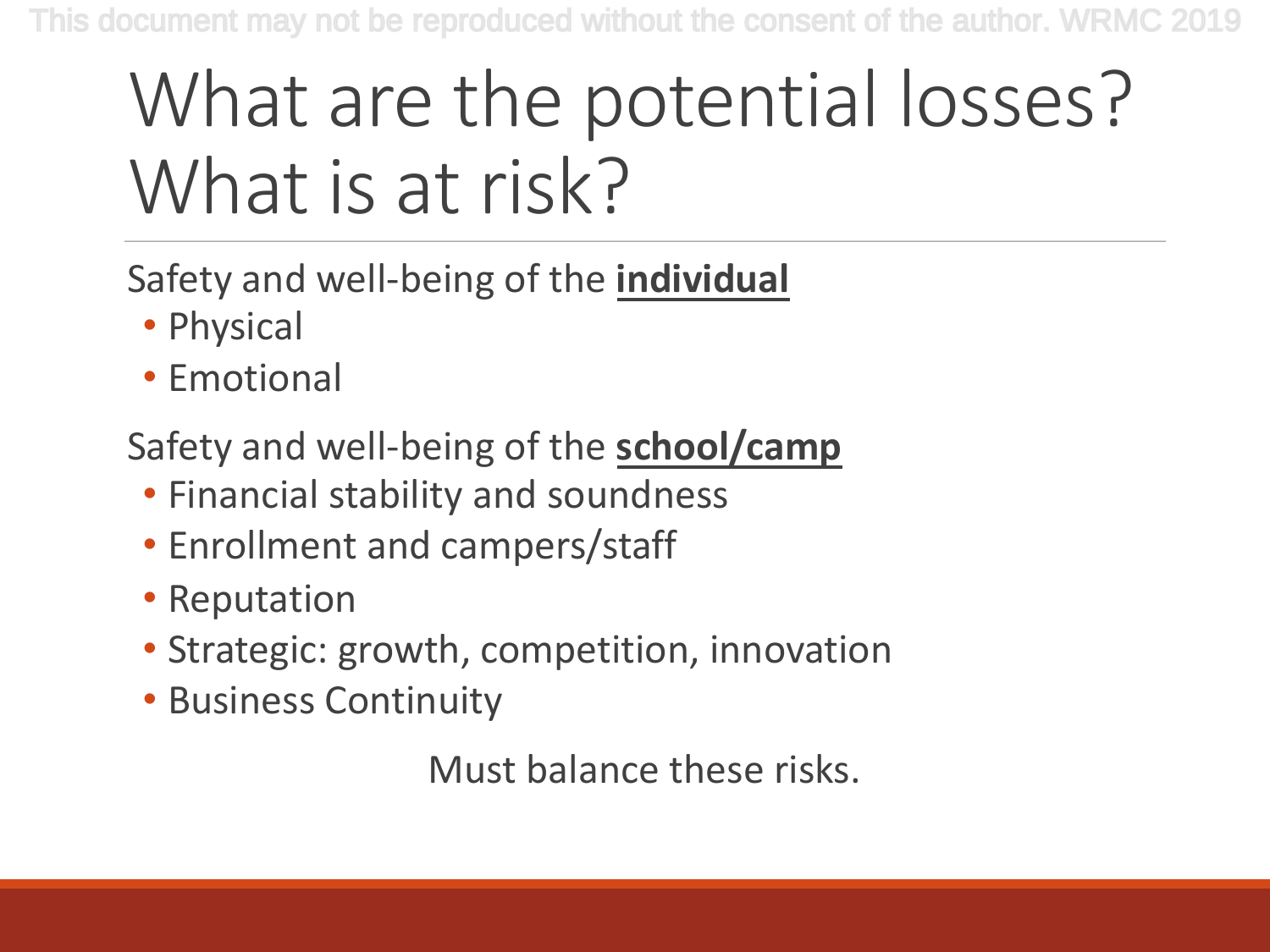# What are the potential losses? What is at risk?

Safety and well-being of the **individual**

- Physical
- Emotional

Safety and well-being of the **school/camp**

- Financial stability and soundness
- Enrollment and campers/staff
- Reputation
- Strategic: growth, competition, innovation
- Business Continuity

Must balance these risks.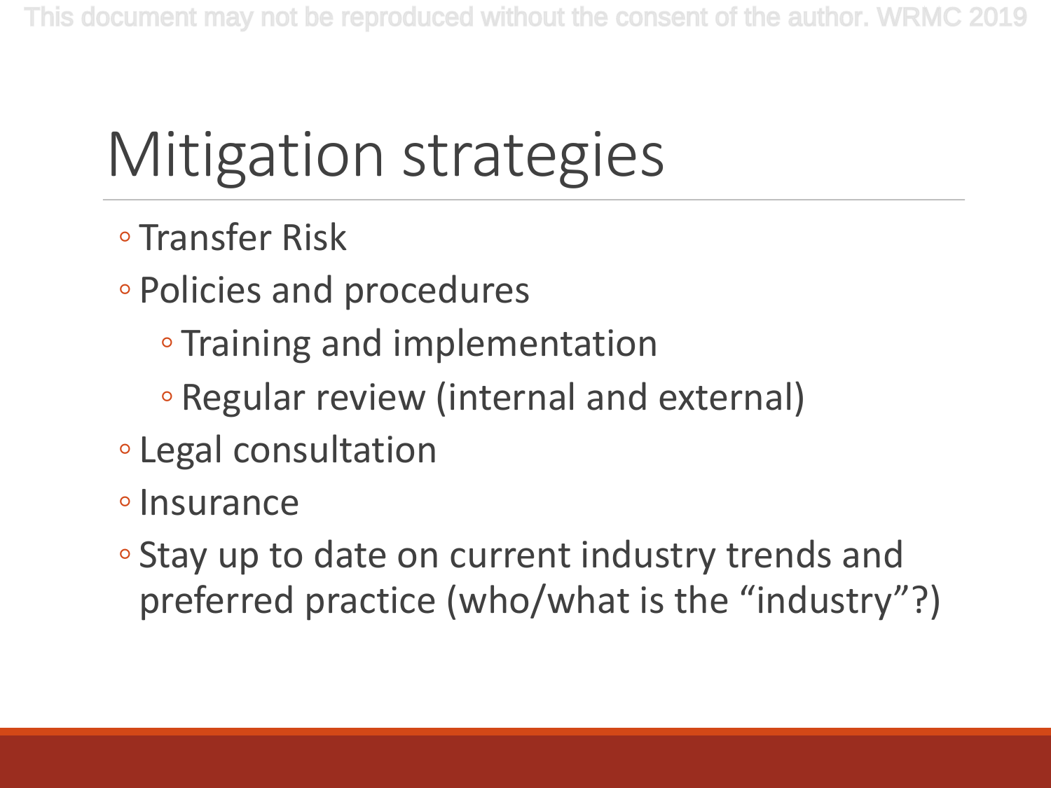# Mitigation strategies

- Transfer Risk
- Policies and procedures
  - Training and implementation
  - Regular review (internal and external)
- Legal consultation
- Insurance
- Stay up to date on current industry trends and preferred practice (who/what is the “industry”?)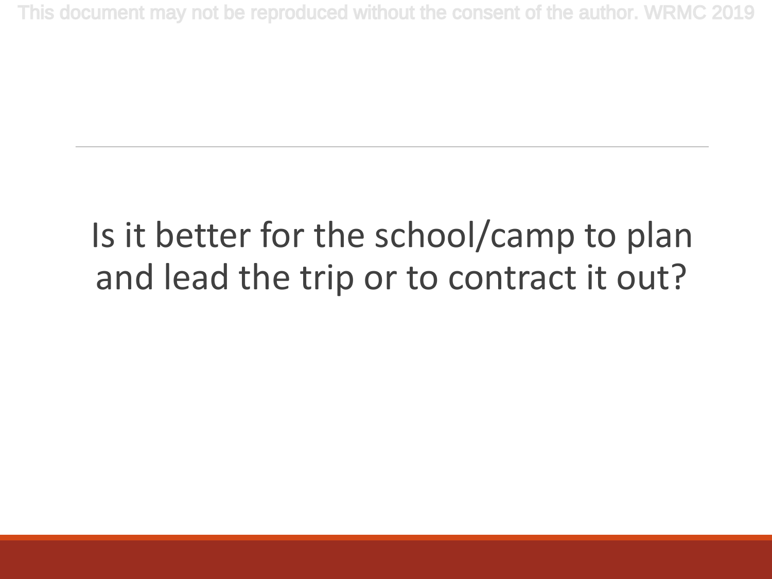Is it better for the school/camp to plan and lead the trip or to contract it out?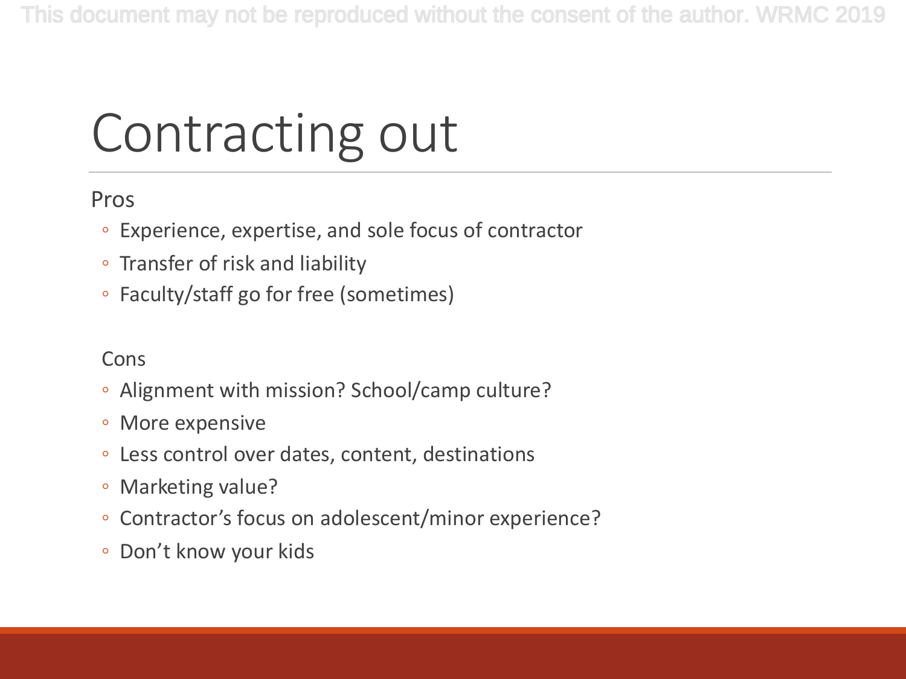# Contracting out

Pros

- Experience, expertise, and sole focus of contractor
- Transfer of risk and liability
- Faculty/staff go for free (sometimes)

Cons

- Alignment with mission? School/camp culture?
- More expensive
- Less control over dates, content, destinations
- Marketing value?
- Contractor's focus on adolescent/minor experience?
- Don't know your kids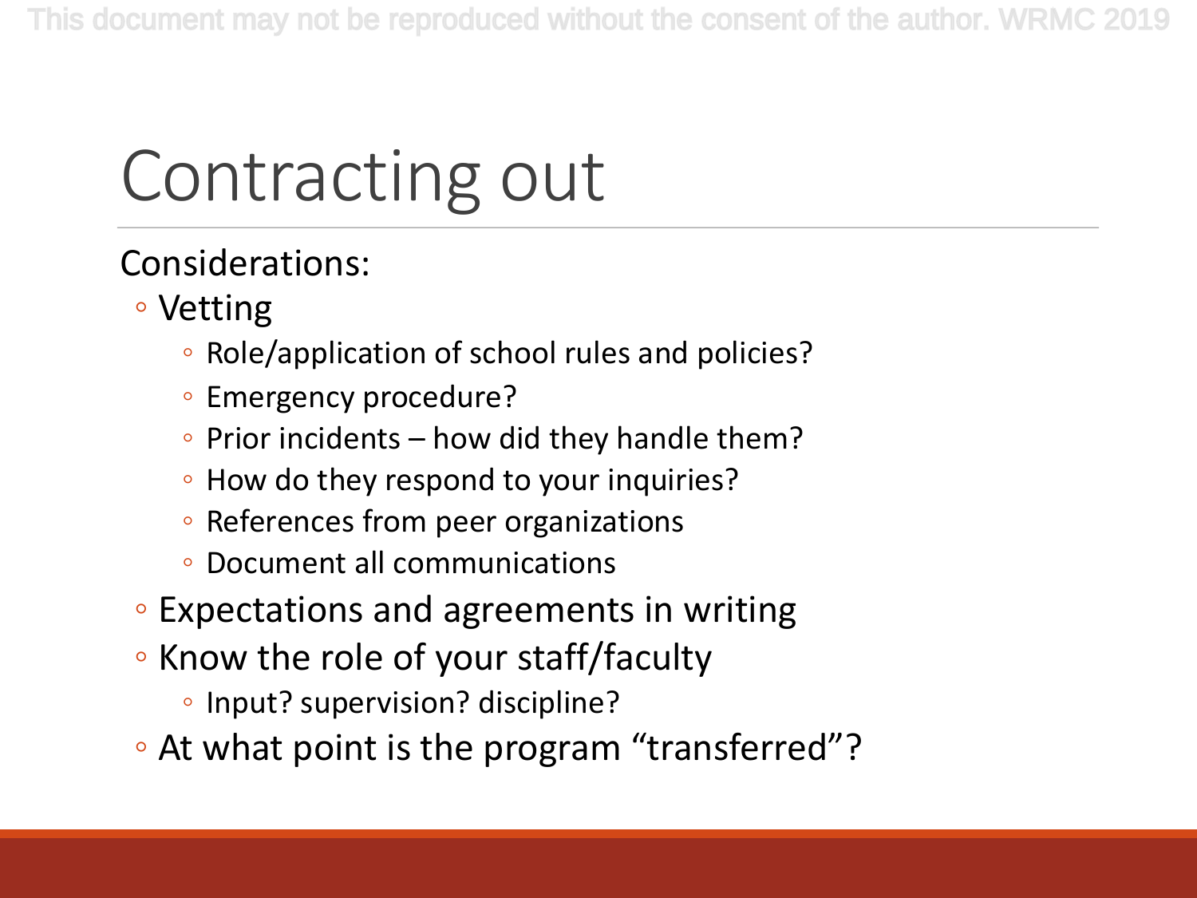# Contracting out

Considerations:

- Vetting
  - Role/application of school rules and policies?
  - Emergency procedure?
  - Prior incidents – how did they handle them?
  - How do they respond to your inquiries?
  - References from peer organizations
  - Document all communications
- Expectations and agreements in writing
- Know the role of your staff/faculty
  - Input? supervision? discipline?
- At what point is the program “transferred”?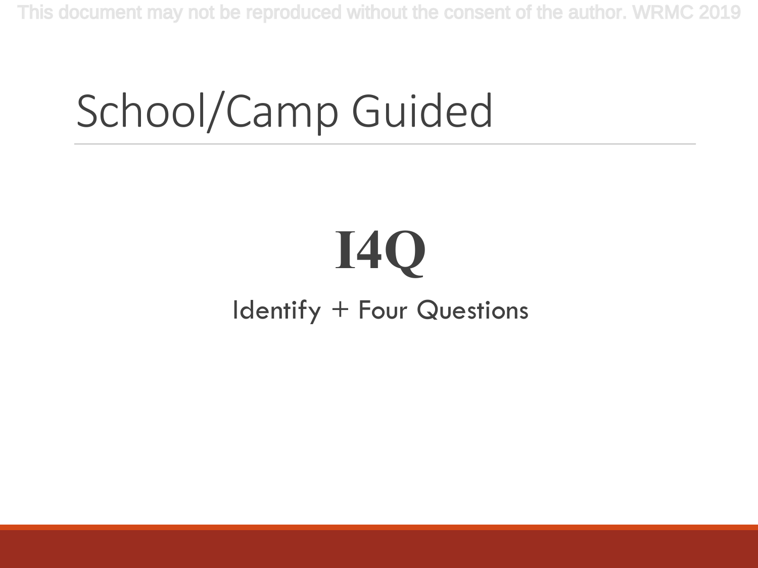# School/Camp Guided

## I4Q

Identify + Four Questions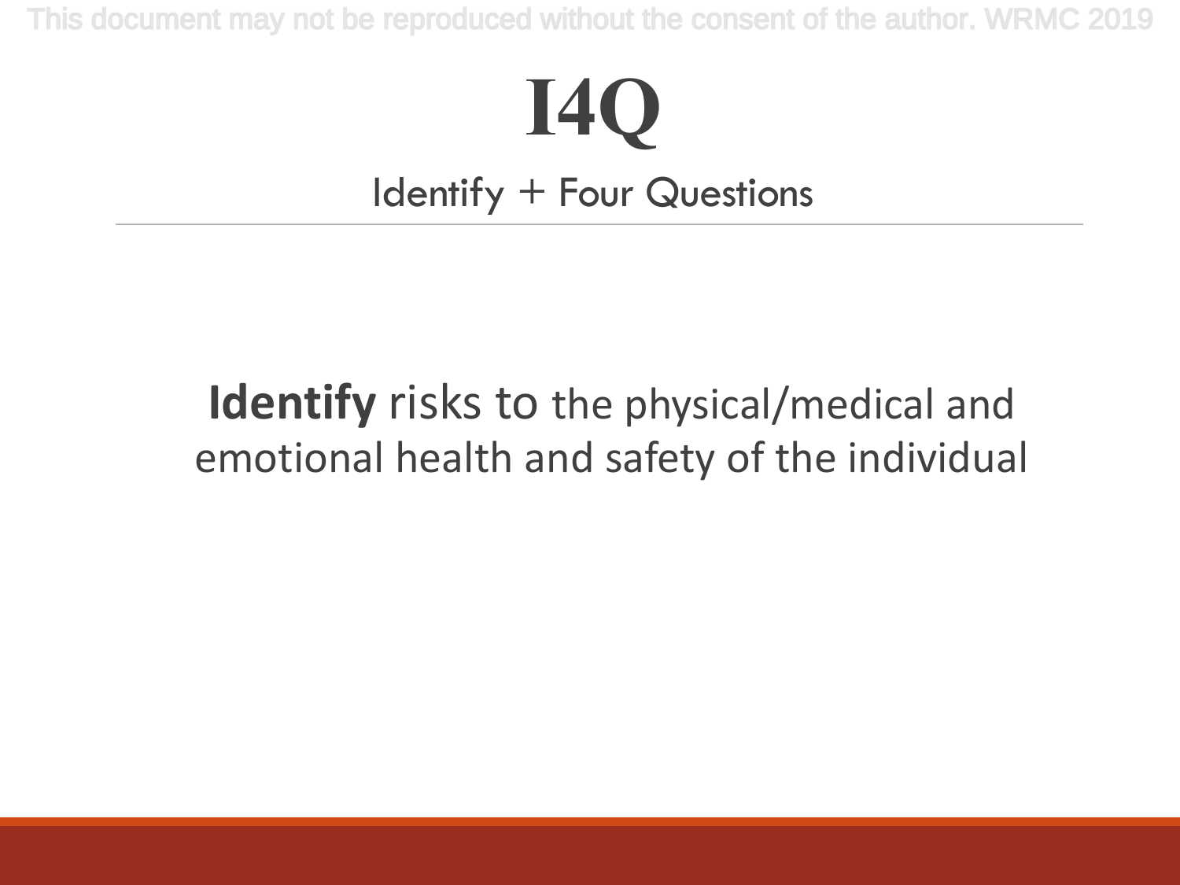# I4Q

Identify + Four Questions

**Identify** risks to the physical/medical and emotional health and safety of the individual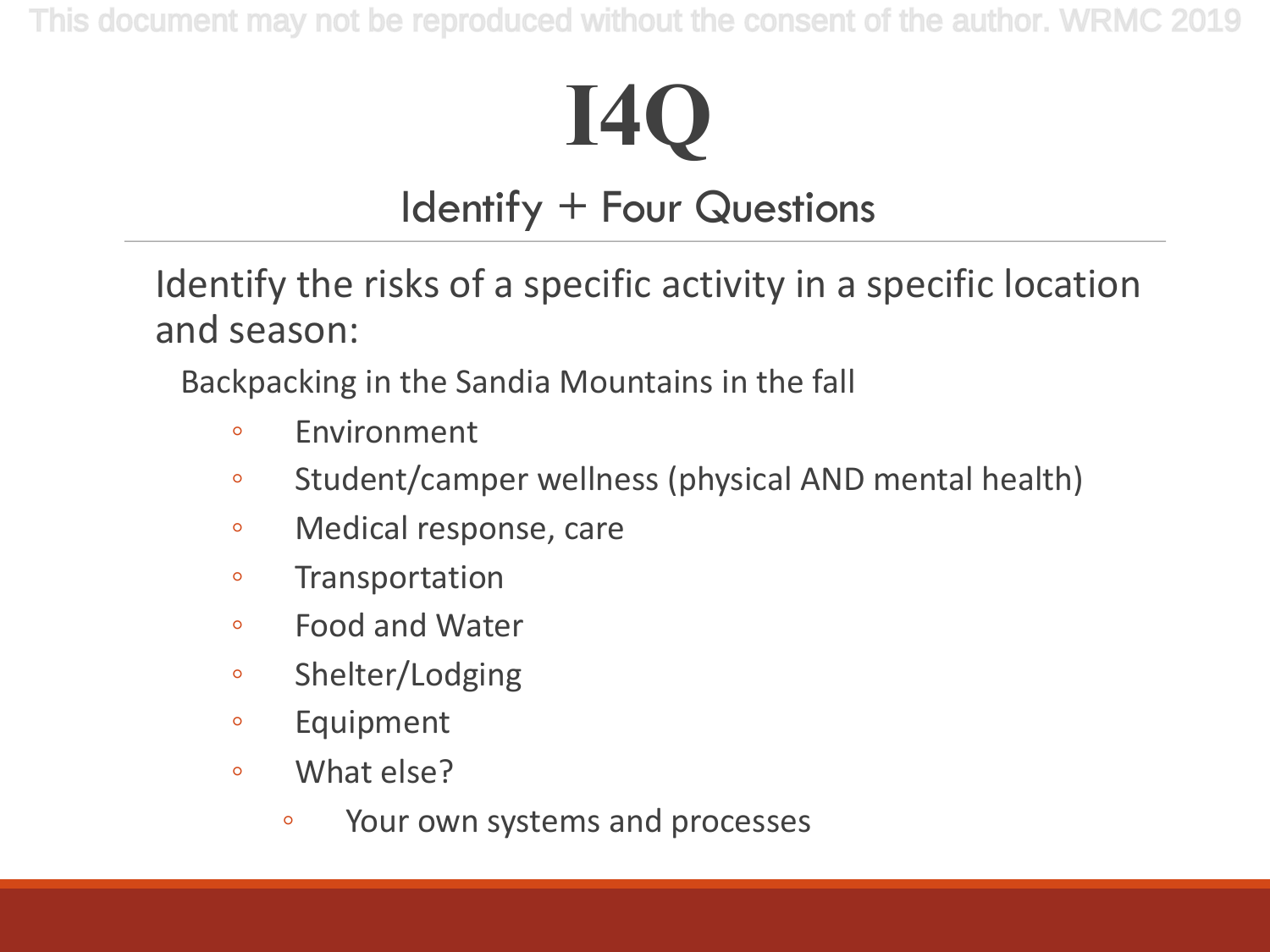# I4Q

## Identify + Four Questions

Identify the risks of a specific activity in a specific location and season:

Backpacking in the Sandia Mountains in the fall

- Environment
- Student/camper wellness (physical AND mental health)
- Medical response, care
- Transportation
- Food and Water
- Shelter/Lodging
- Equipment
- What else?
  - Your own systems and processes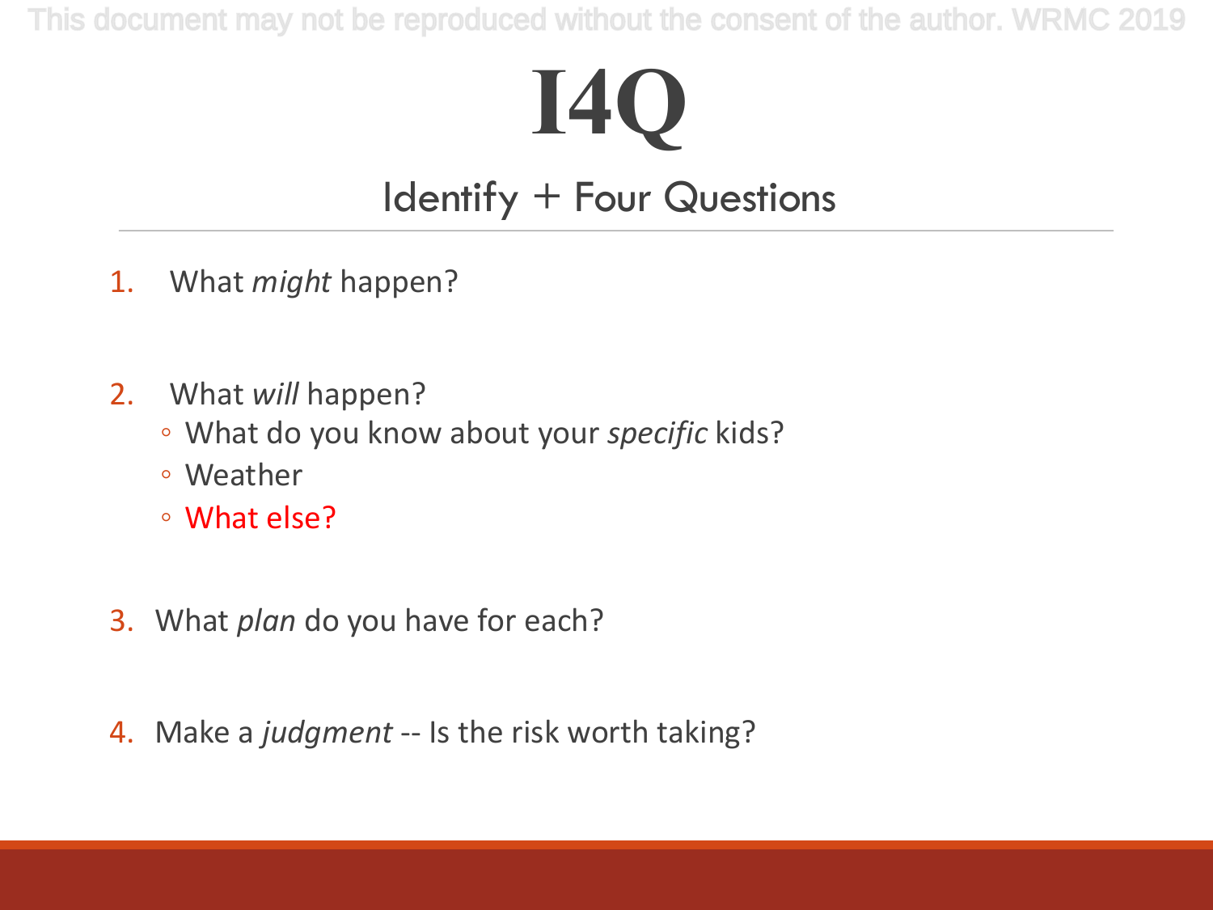# I4Q

## Identify + Four Questions

1. What *might* happen?

2. What *will* happen?
   - What do you know about your *specific* kids?
   - Weather
   - What else?

3. What *plan* do you have for each?

4. Make a *judgment* -- Is the risk worth taking?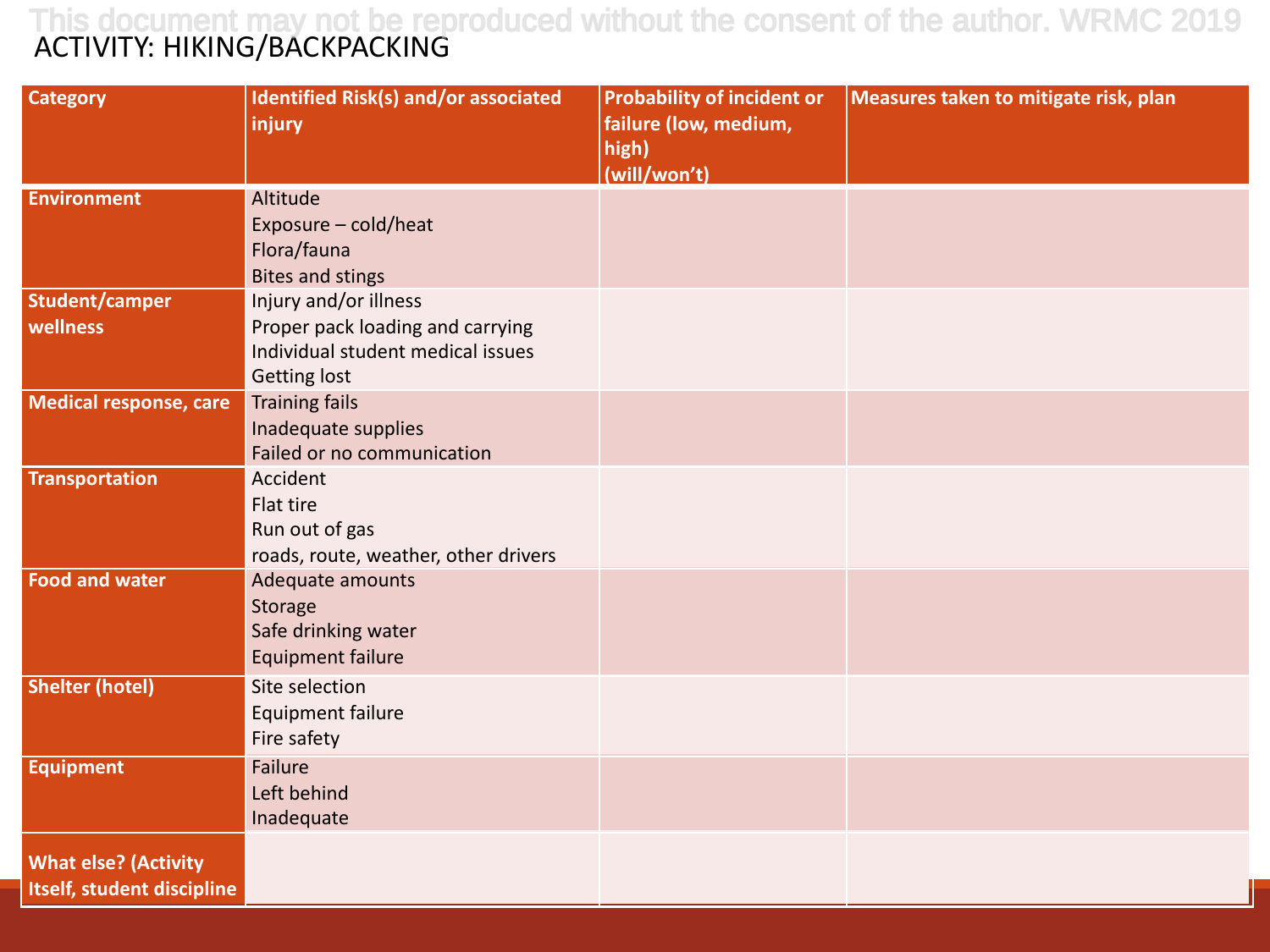This document may not be reproduced without the consent of the author. WRMC 2019

# ACTIVITY: HIKING/BACKPACKING

| Category | Identified Risk(s) and/or associated injury | Probability of incident or failure (low, medium, high) (will/won't) | Measures taken to mitigate risk, plan |
|---|---|---|---|
| **Environment** | Altitude<br>Exposure – cold/heat<br>Flora/fauna<br>Bites and stings | | |
| **Student/camper wellness** | Injury and/or illness<br>Proper pack loading and carrying<br>Individual student medical issues<br>Getting lost | | |
| **Medical response, care** | Training fails<br>Inadequate supplies<br>Failed or no communication | | |
| **Transportation** | Accident<br>Flat tire<br>Run out of gas<br>roads, route, weather, other drivers | | |
| **Food and water** | Adequate amounts<br>Storage<br>Safe drinking water<br>Equipment failure | | |
| **Shelter (hotel)** | Site selection<br>Equipment failure<br>Fire safety | | |
| **Equipment** | Failure<br>Left behind<br>Inadequate | | |
| **What else? (Activity Itself, student discipline** | | | |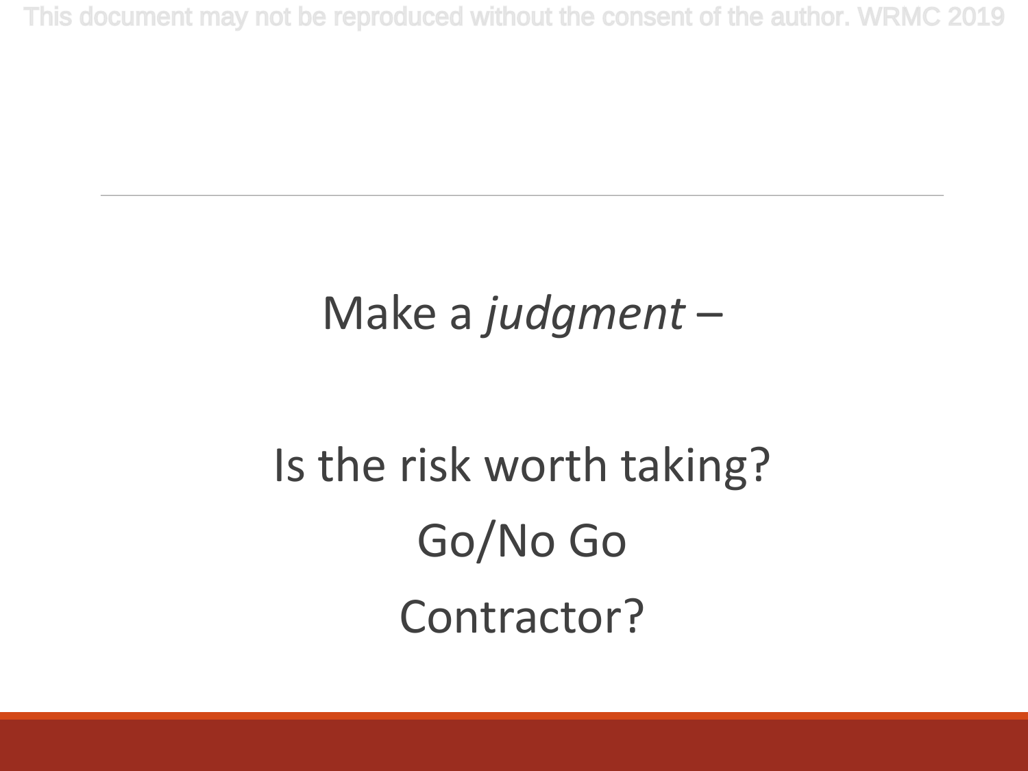Make a *judgment* –

Is the risk worth taking?

Go/No Go

Contractor?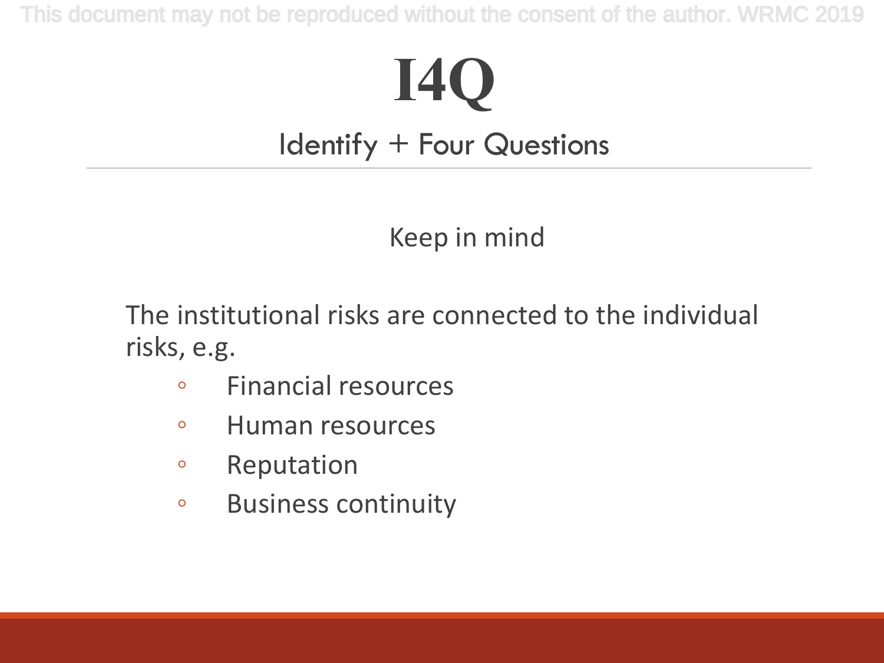# I4Q

## Identify + Four Questions

Keep in mind

The institutional risks are connected to the individual risks, e.g.

- Financial resources
- Human resources
- Reputation
- Business continuity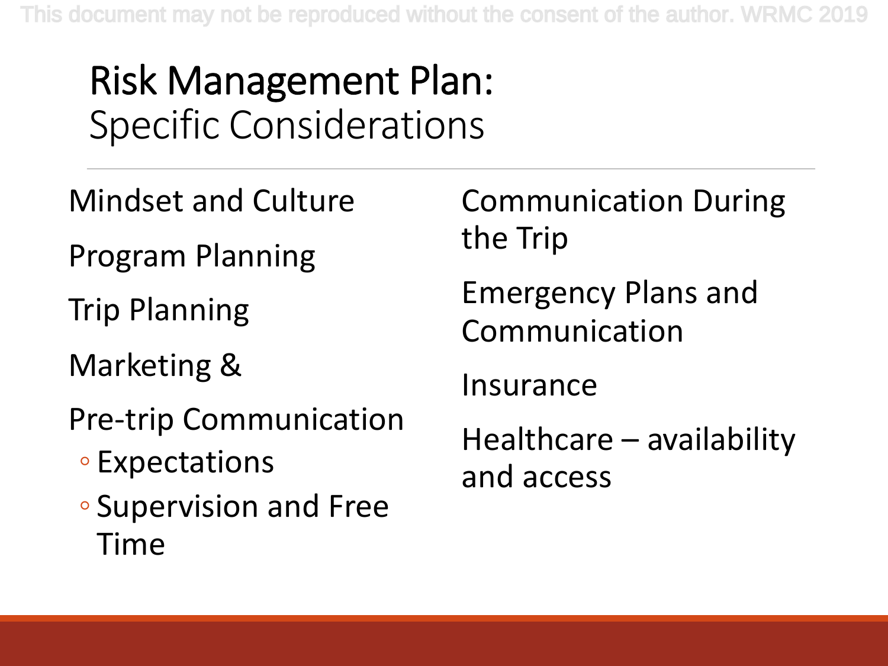# Risk Management Plan: Specific Considerations

- Mindset and Culture
- Program Planning
- Trip Planning
- Marketing &
- Pre-trip Communication
  - Expectations
  - Supervision and Free Time
- Communication During the Trip
- Emergency Plans and Communication
- Insurance
- Healthcare – availability and access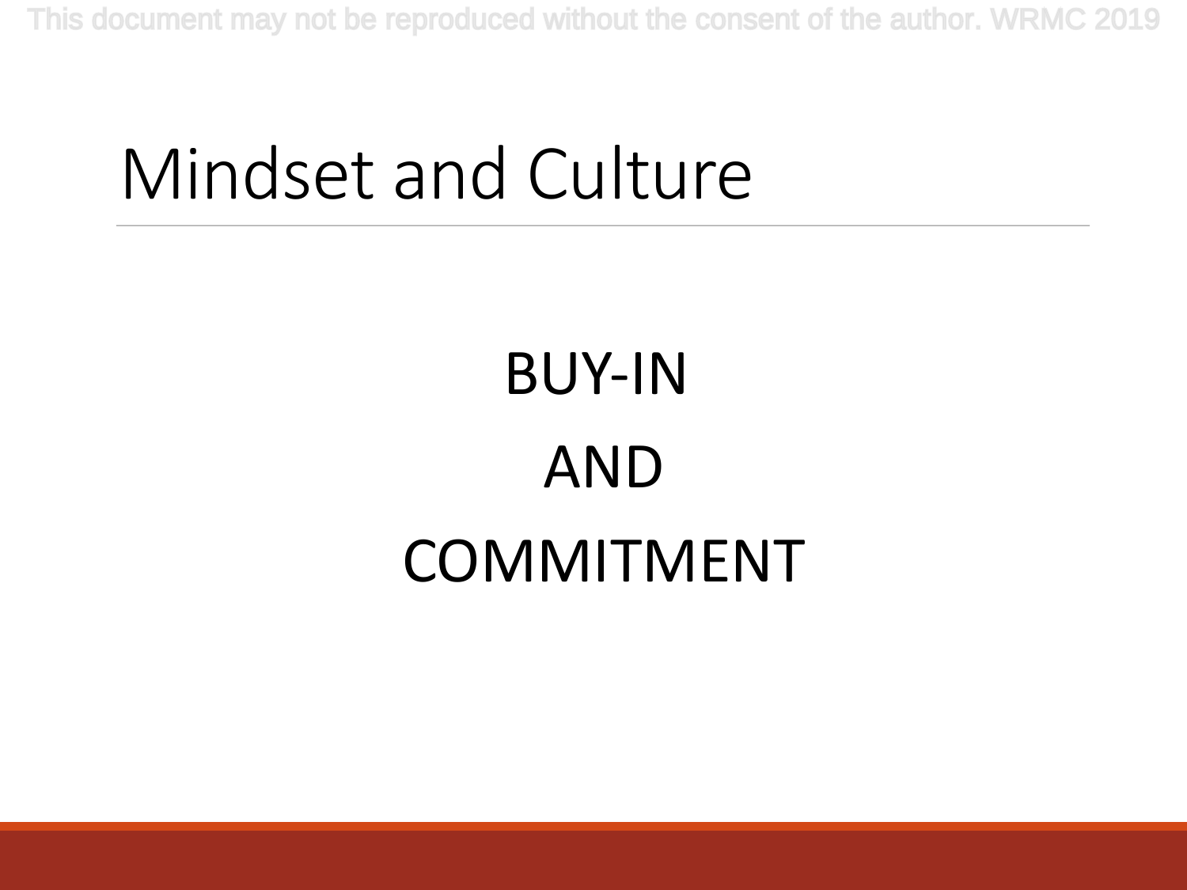# Mindset and Culture

BUY-IN

AND

COMMITMENT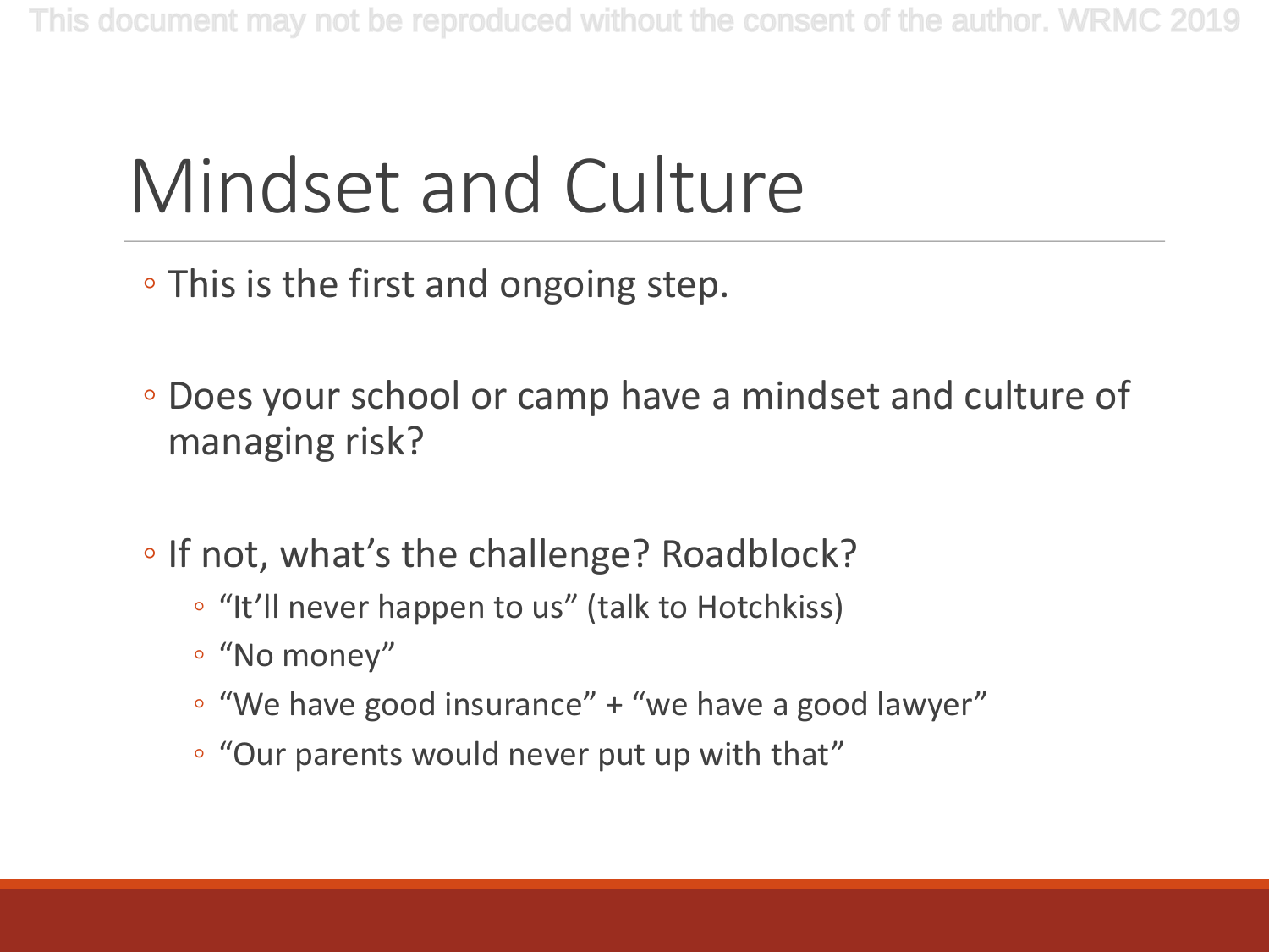# Mindset and Culture

- This is the first and ongoing step.
- Does your school or camp have a mindset and culture of managing risk?
- If not, what's the challenge? Roadblock?
  - "It'll never happen to us" (talk to Hotchkiss)
  - "No money"
  - "We have good insurance" + "we have a good lawyer"
  - "Our parents would never put up with that"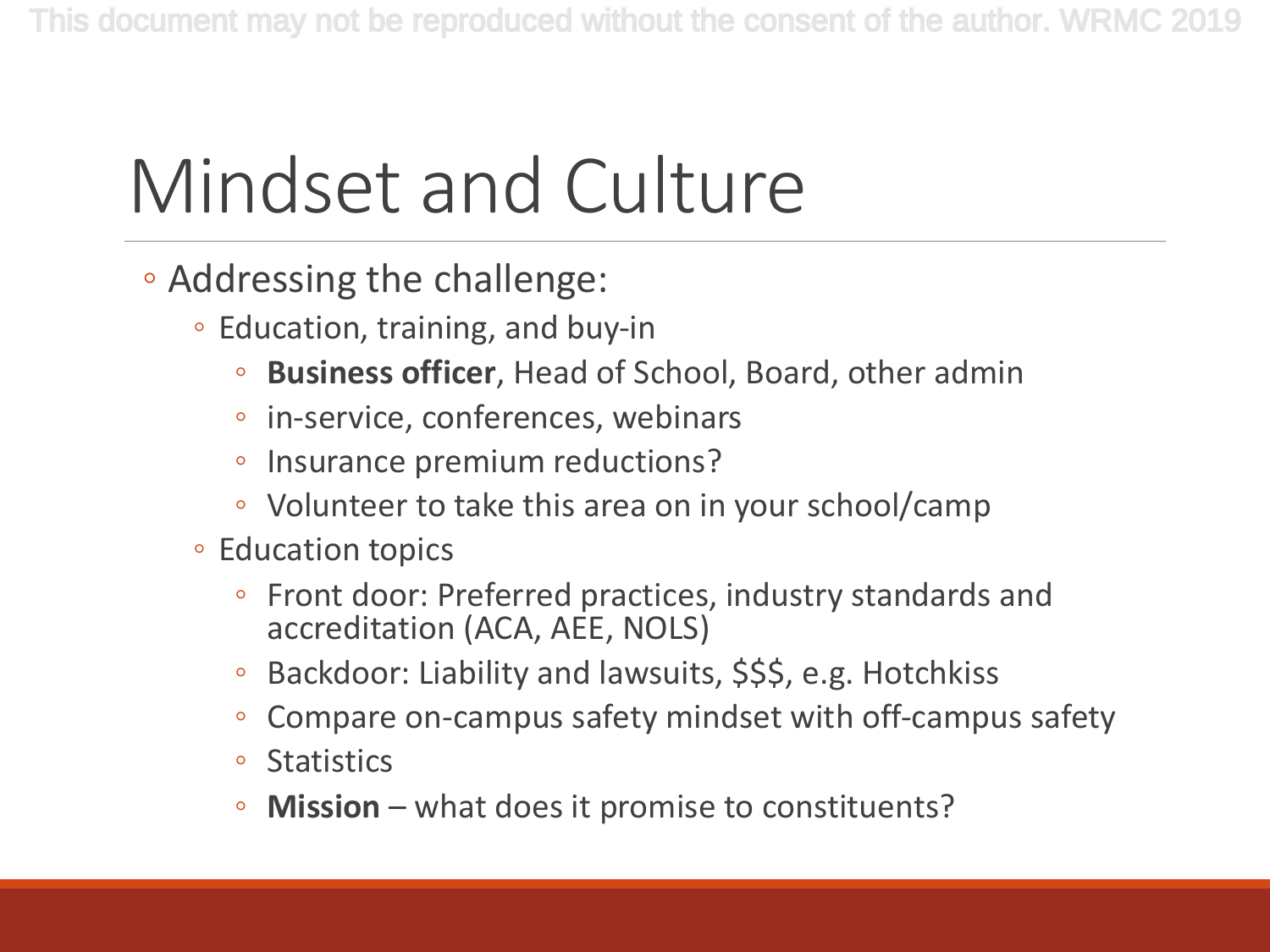# Mindset and Culture

- Addressing the challenge:
  - Education, training, and buy-in
    - **Business officer**, Head of School, Board, other admin
    - in-service, conferences, webinars
    - Insurance premium reductions?
    - Volunteer to take this area on in your school/camp
  - Education topics
    - Front door: Preferred practices, industry standards and accreditation (ACA, AEE, NOLS)
    - Backdoor: Liability and lawsuits, $$$, e.g. Hotchkiss
    - Compare on-campus safety mindset with off-campus safety
    - Statistics
    - **Mission** – what does it promise to constituents?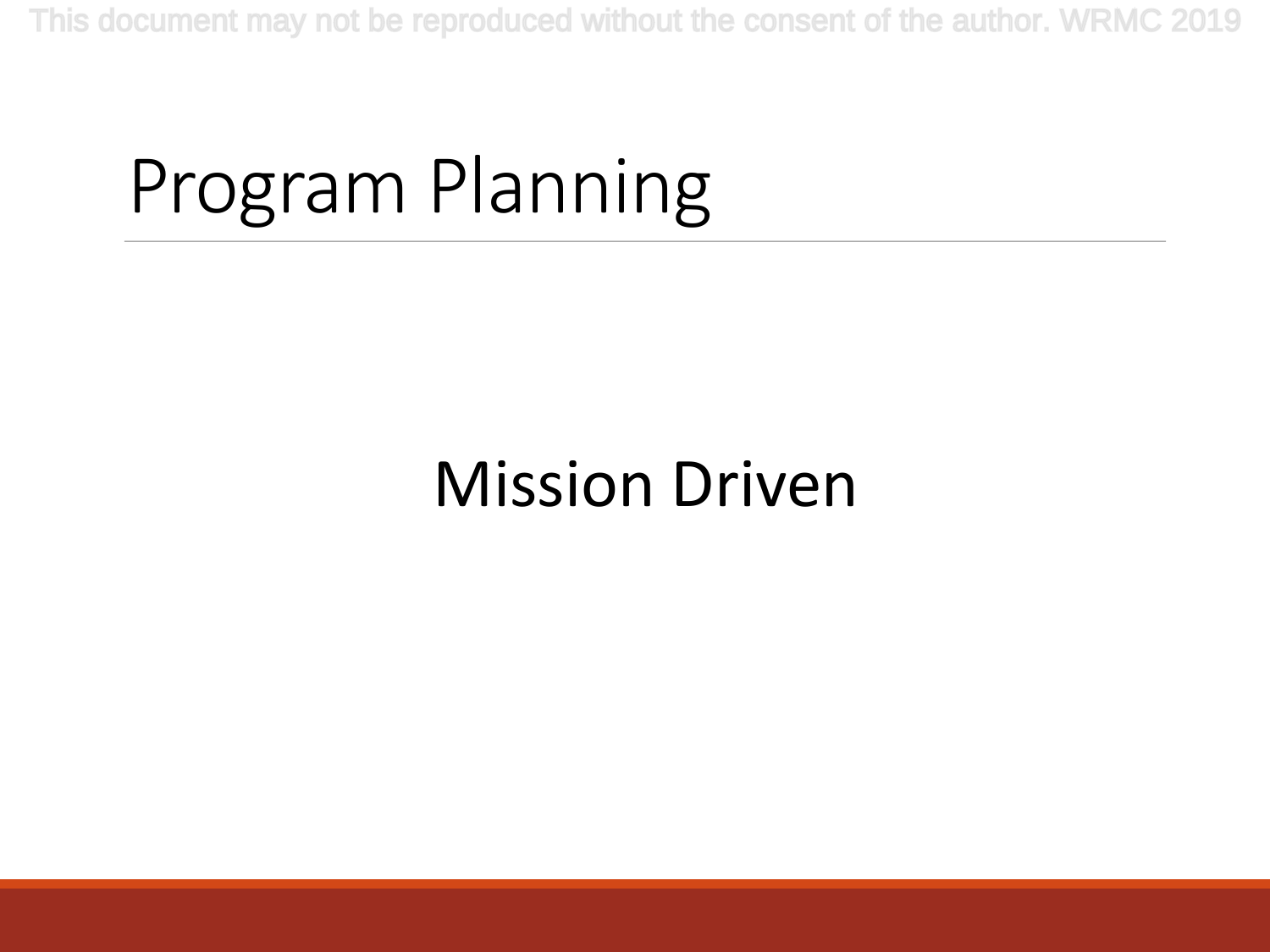# Program Planning

Mission Driven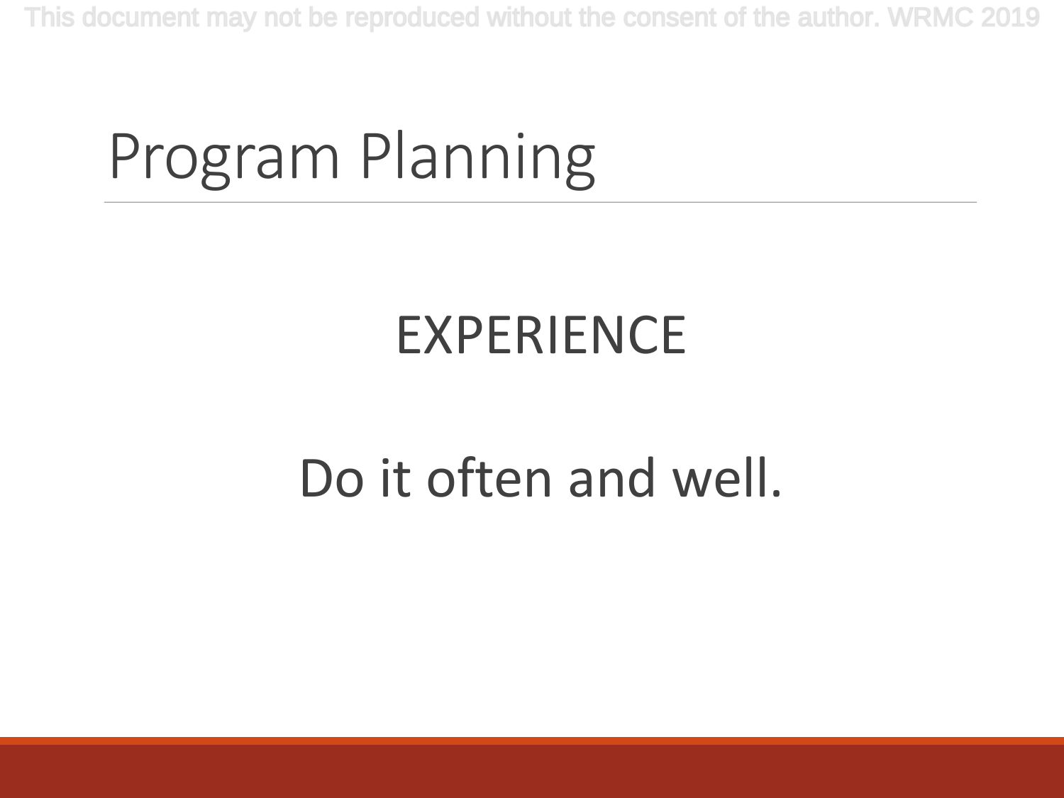# Program Planning

EXPERIENCE

Do it often and well.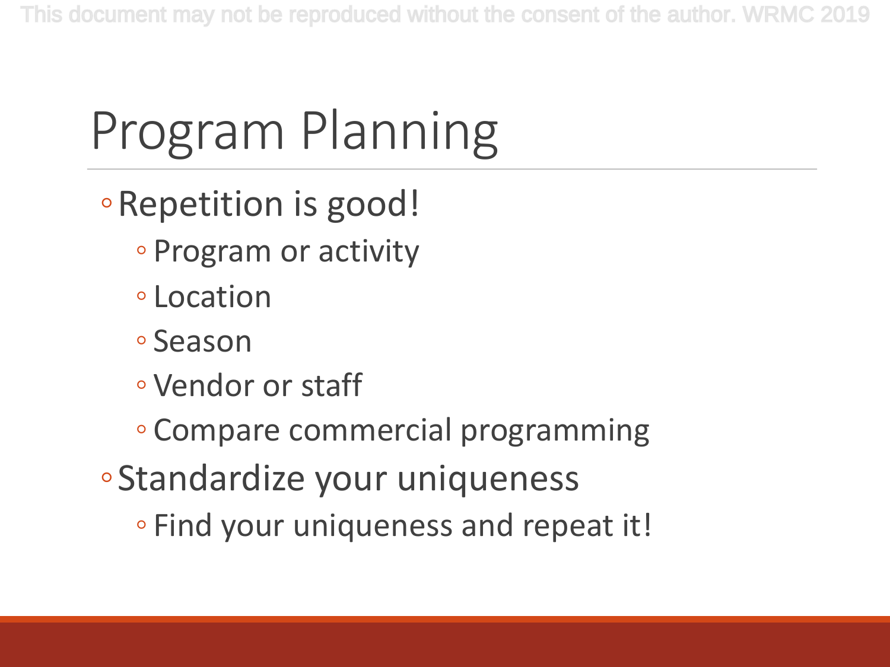# Program Planning

- Repetition is good!
  - Program or activity
  - Location
  - Season
  - Vendor or staff
  - Compare commercial programming
- Standardize your uniqueness
  - Find your uniqueness and repeat it!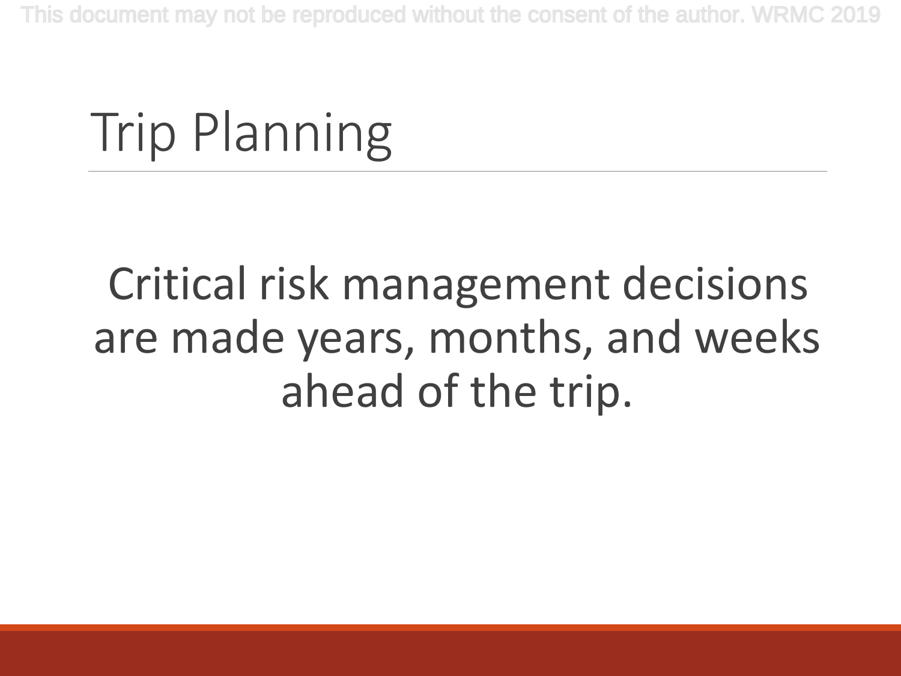# Trip Planning

Critical risk management decisions are made years, months, and weeks ahead of the trip.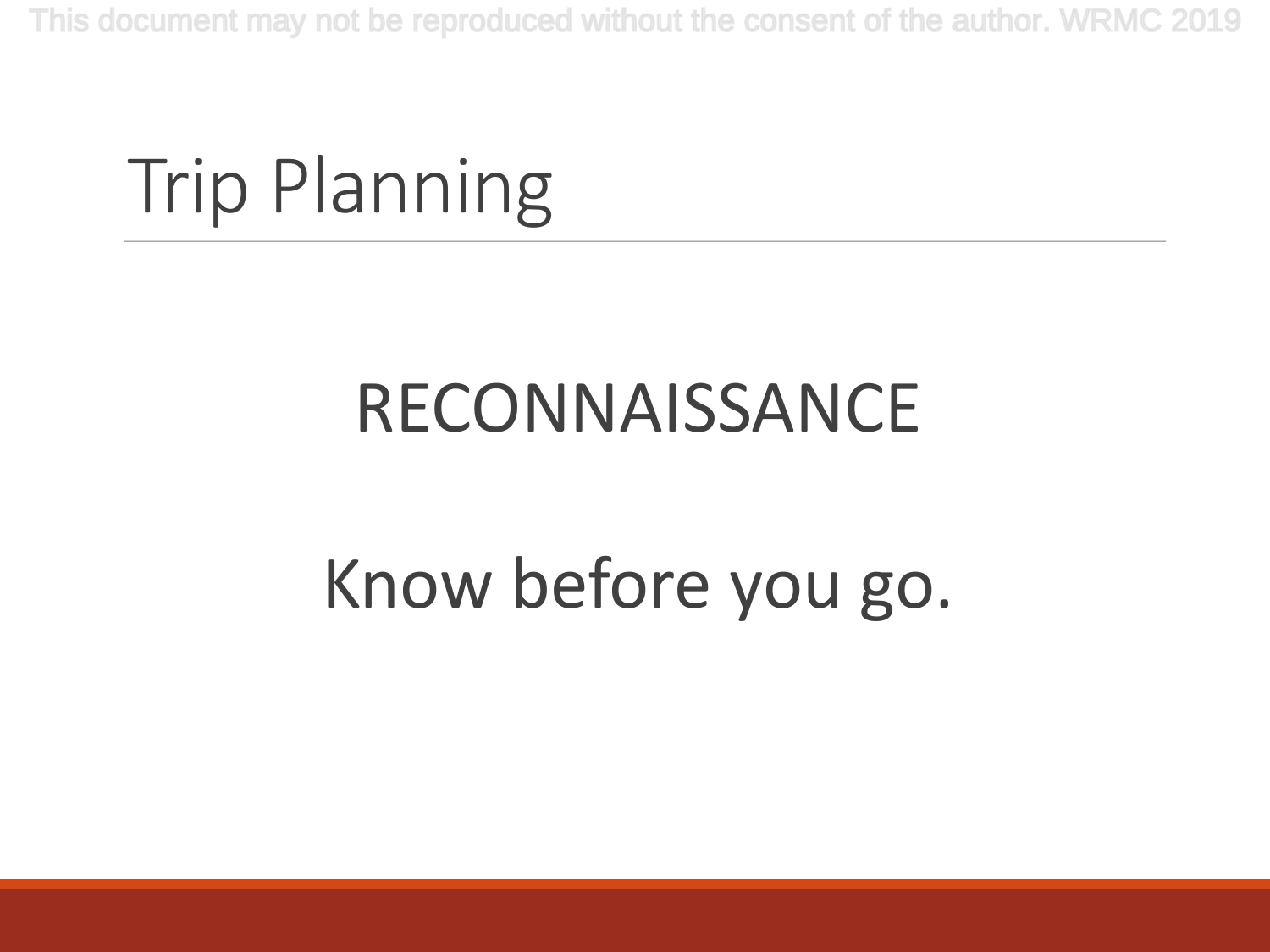# Trip Planning

RECONNAISSANCE

Know before you go.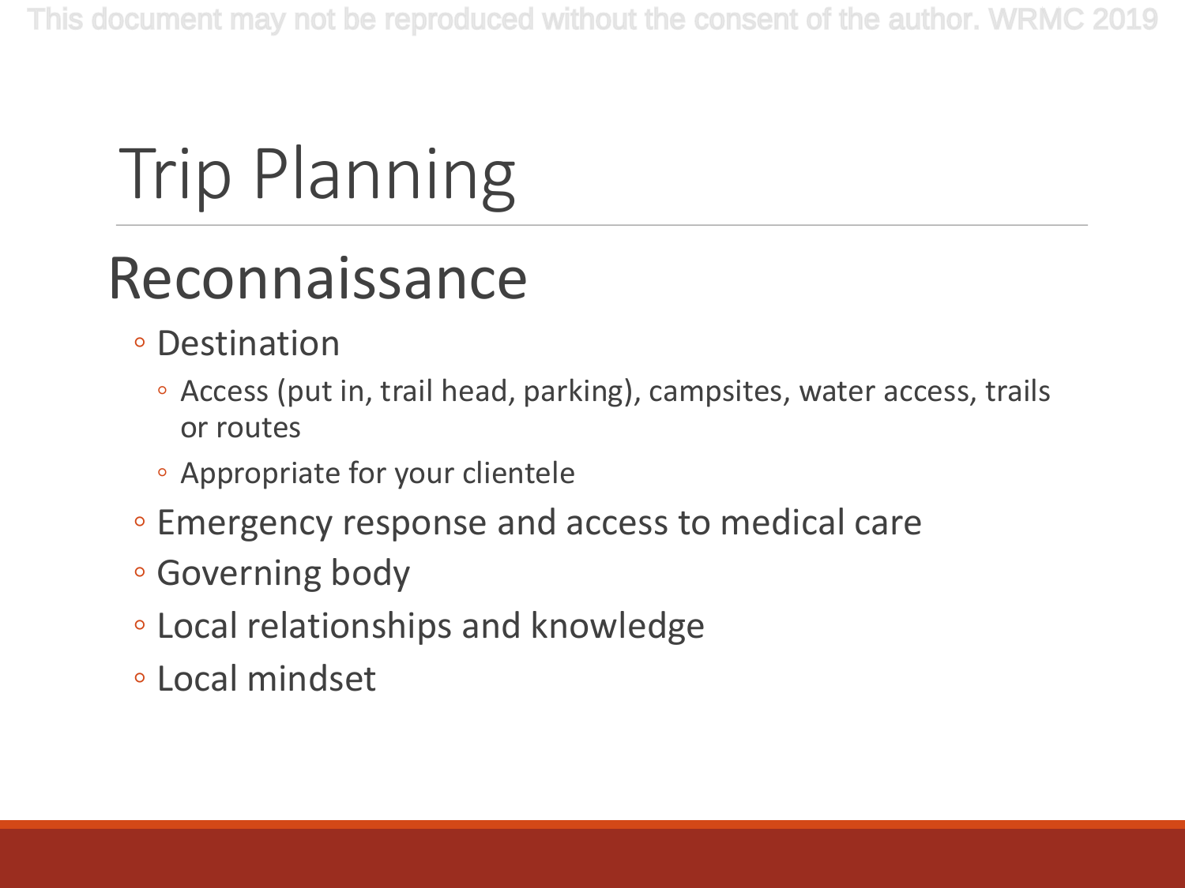# Trip Planning

## Reconnaissance

- Destination
  - Access (put in, trail head, parking), campsites, water access, trails or routes
  - Appropriate for your clientele
- Emergency response and access to medical care
- Governing body
- Local relationships and knowledge
- Local mindset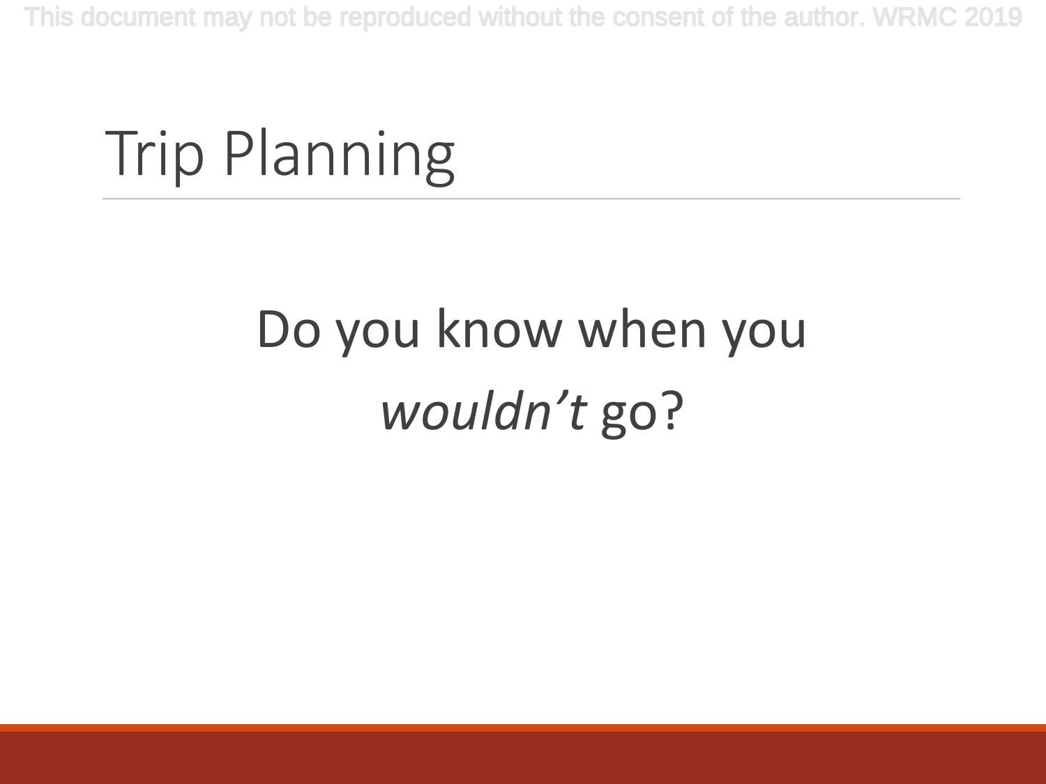# Trip Planning

Do you know when you *wouldn't* go?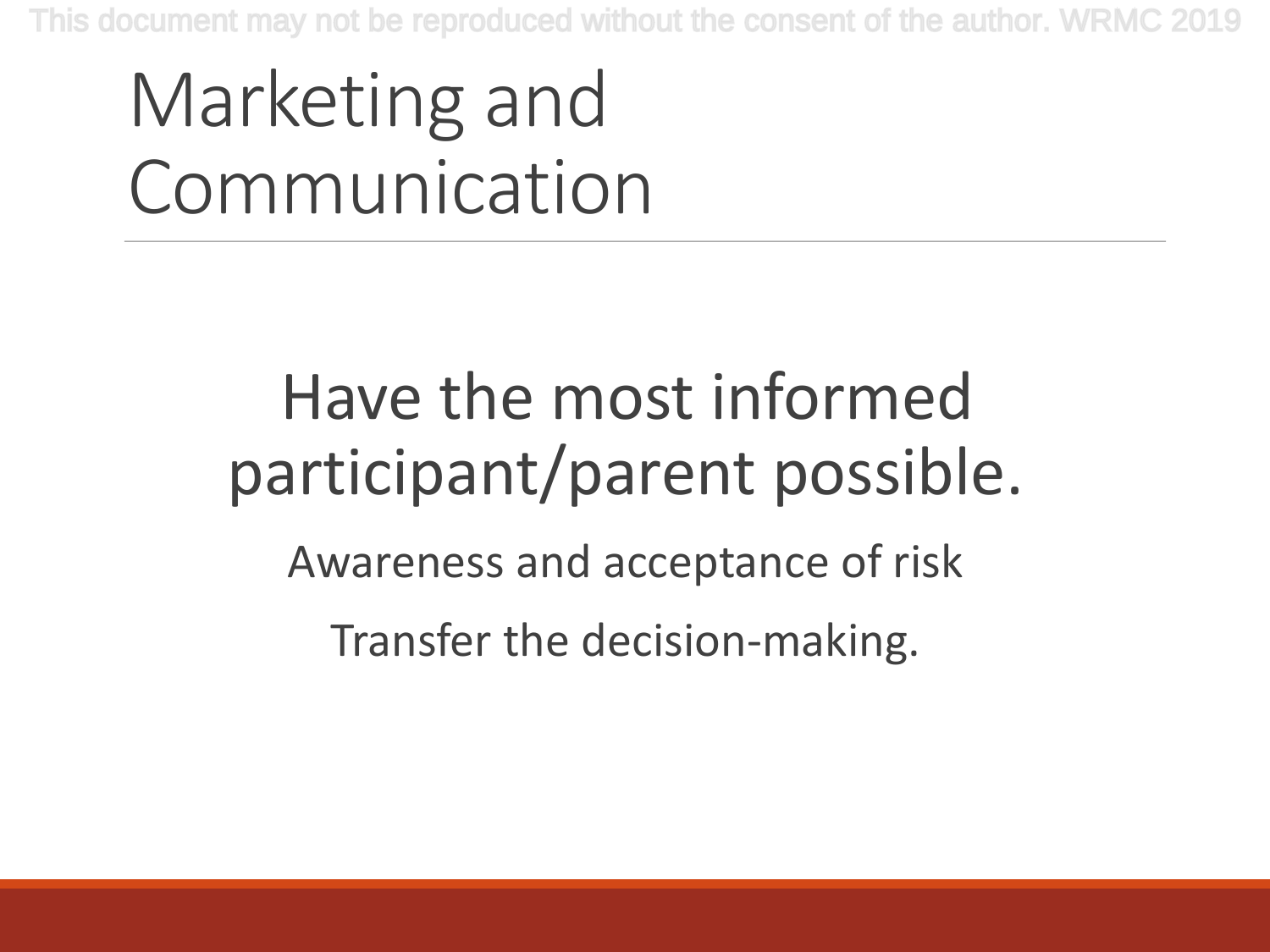# Marketing and Communication

## Have the most informed participant/parent possible.

Awareness and acceptance of risk

Transfer the decision-making.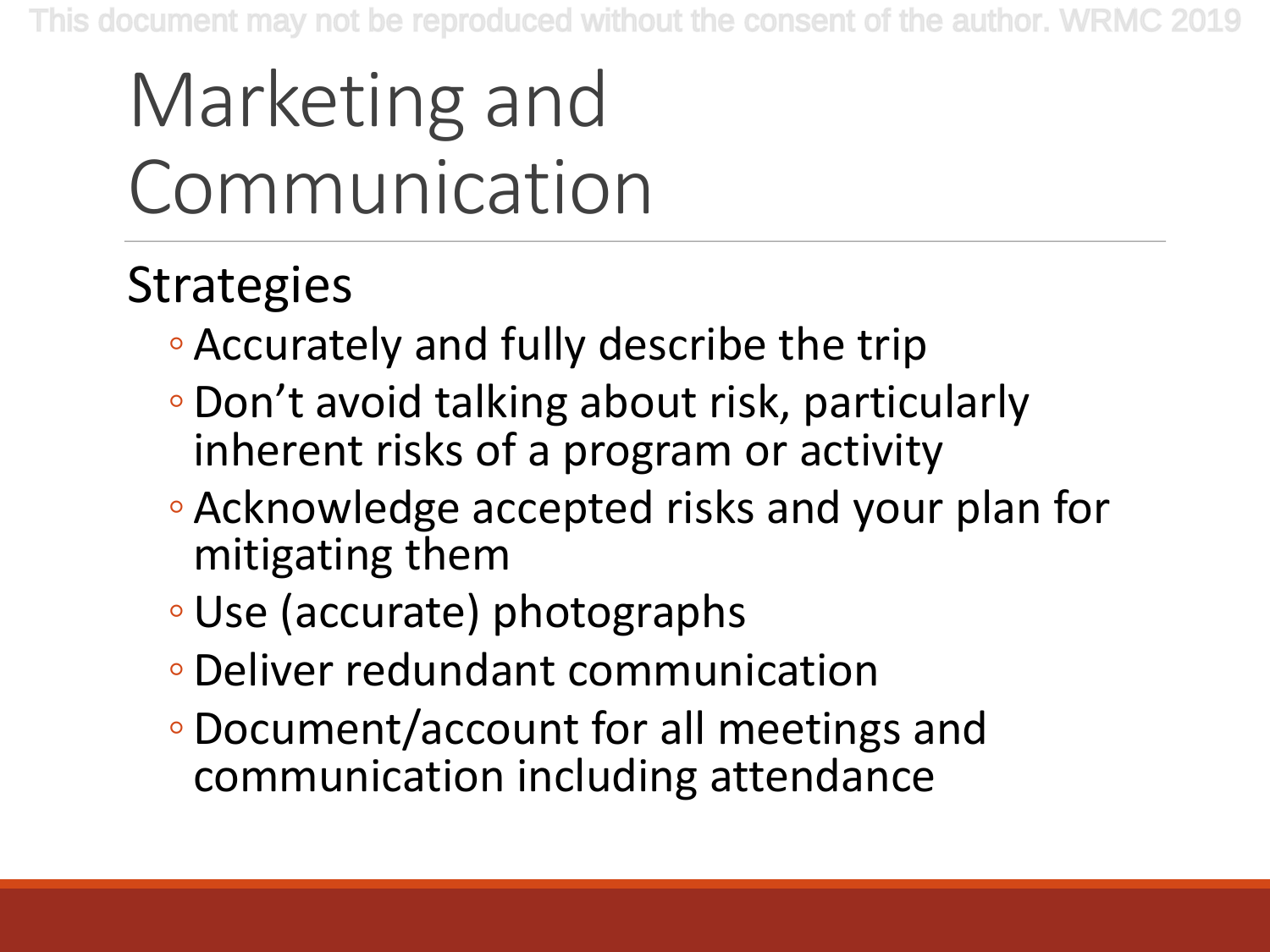# Marketing and Communication

## Strategies

- Accurately and fully describe the trip
- Don't avoid talking about risk, particularly inherent risks of a program or activity
- Acknowledge accepted risks and your plan for mitigating them
- Use (accurate) photographs
- Deliver redundant communication
- Document/account for all meetings and communication including attendance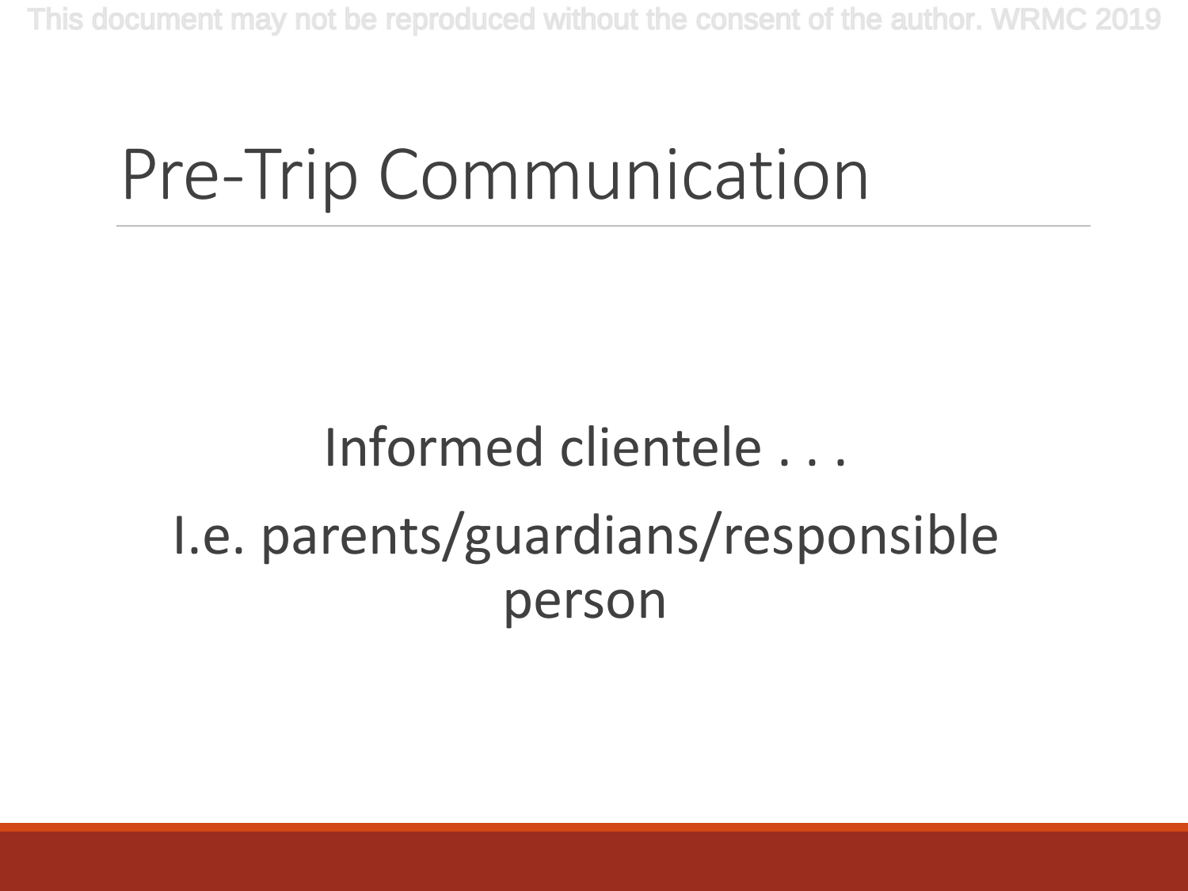# Pre-Trip Communication

Informed clientele . . .

I.e. parents/guardians/responsible person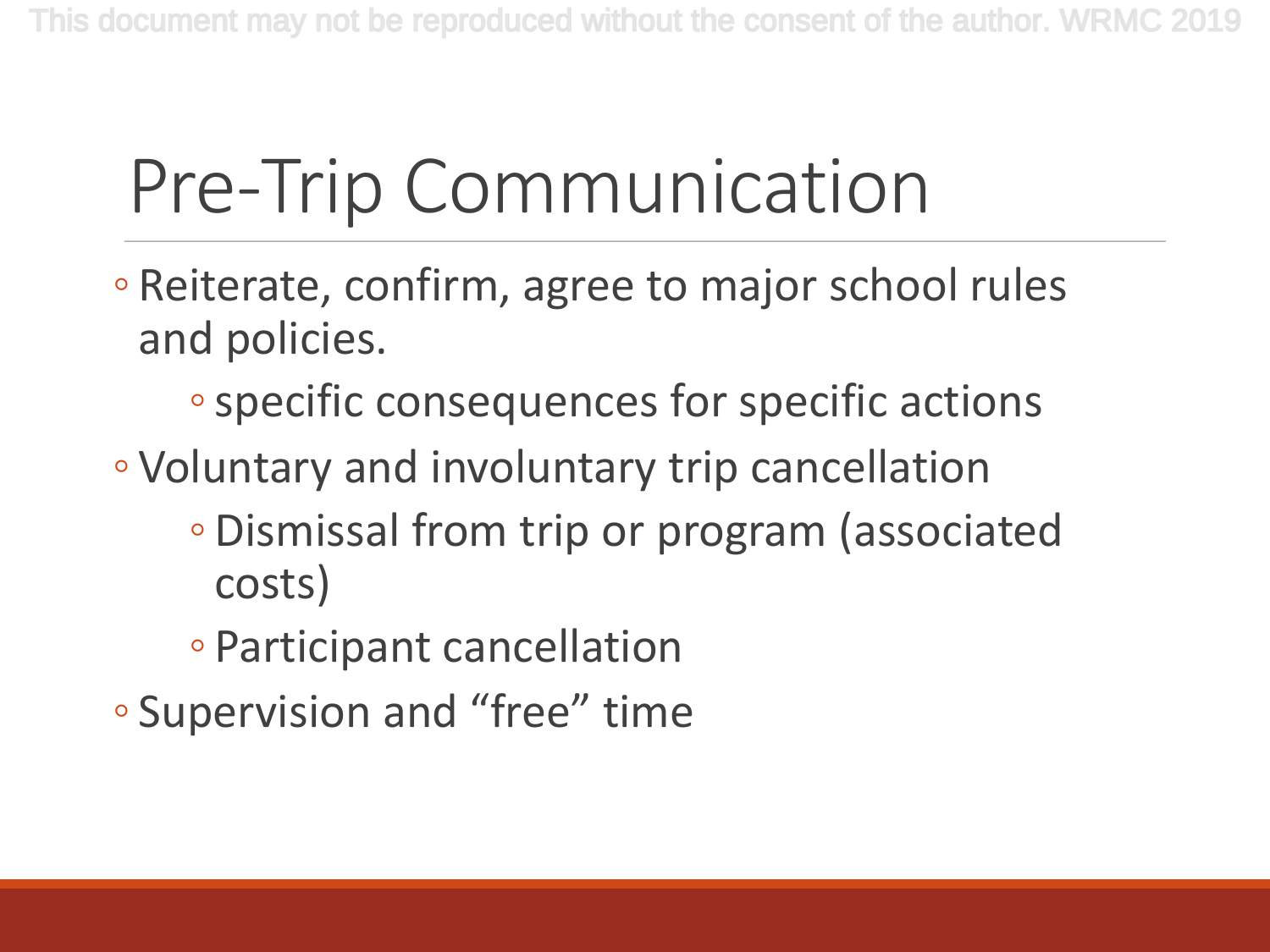# Pre-Trip Communication

- Reiterate, confirm, agree to major school rules and policies.
  - specific consequences for specific actions
- Voluntary and involuntary trip cancellation
  - Dismissal from trip or program (associated costs)
  - Participant cancellation
- Supervision and "free" time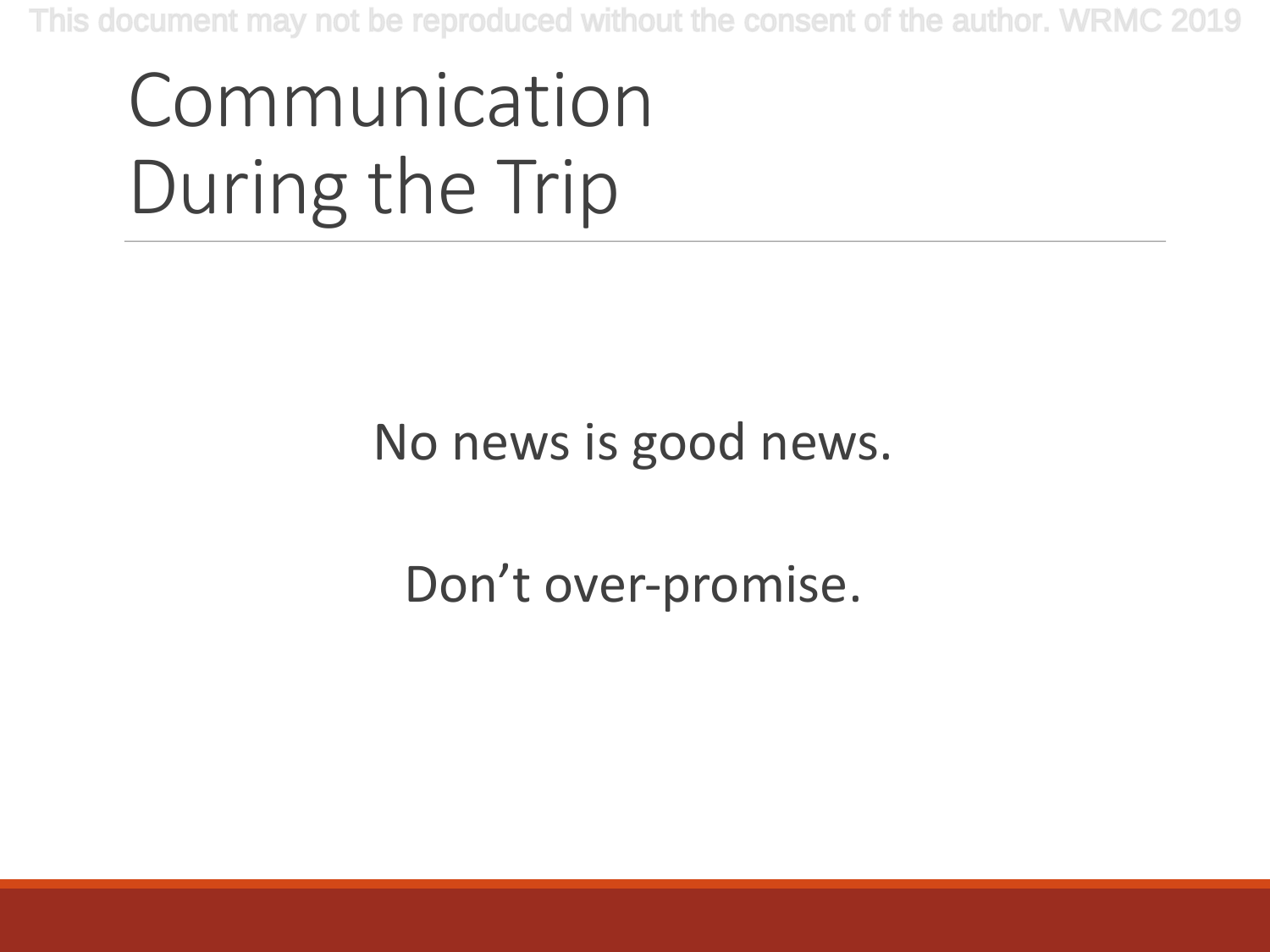# Communication During the Trip

No news is good news.

Don't over-promise.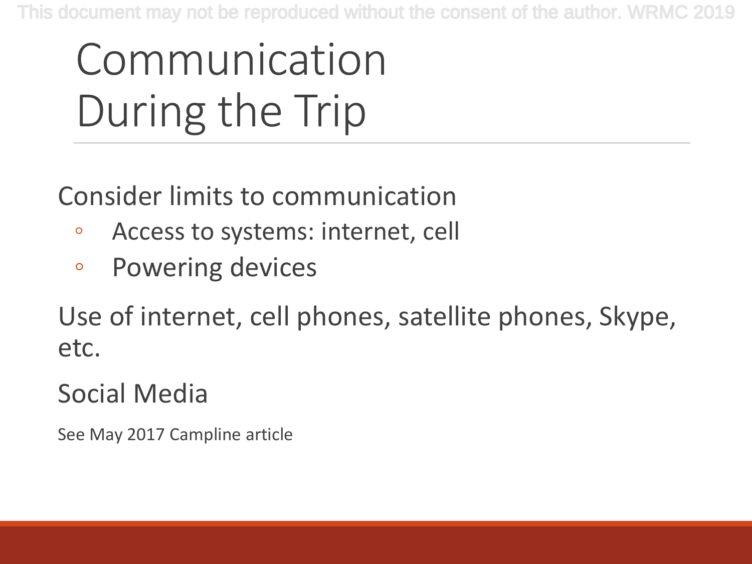# Communication During the Trip

Consider limits to communication

- Access to systems: internet, cell
- Powering devices

Use of internet, cell phones, satellite phones, Skype, etc.

Social Media

See May 2017 Campline article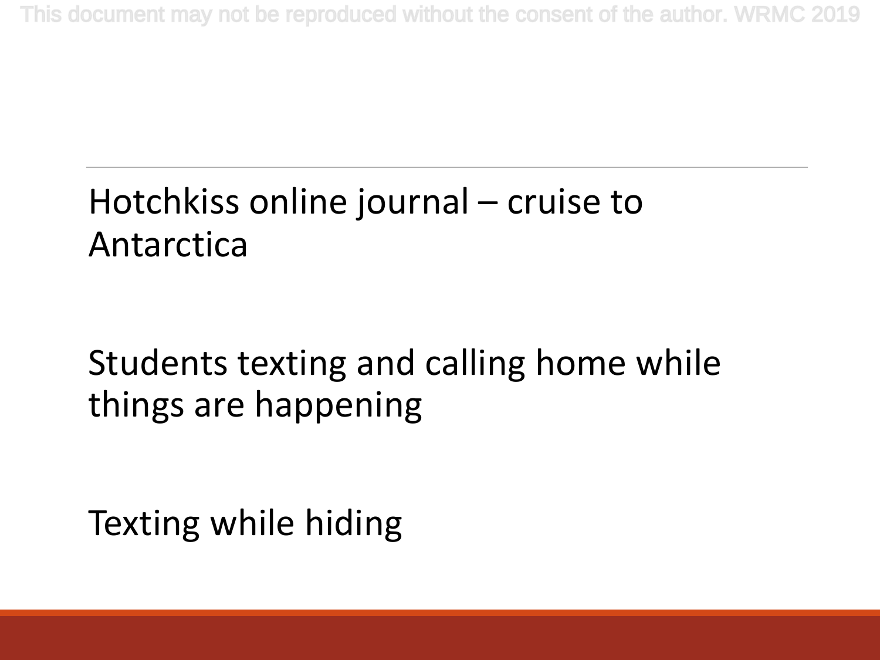Hotchkiss online journal – cruise to Antarctica

Students texting and calling home while things are happening

Texting while hiding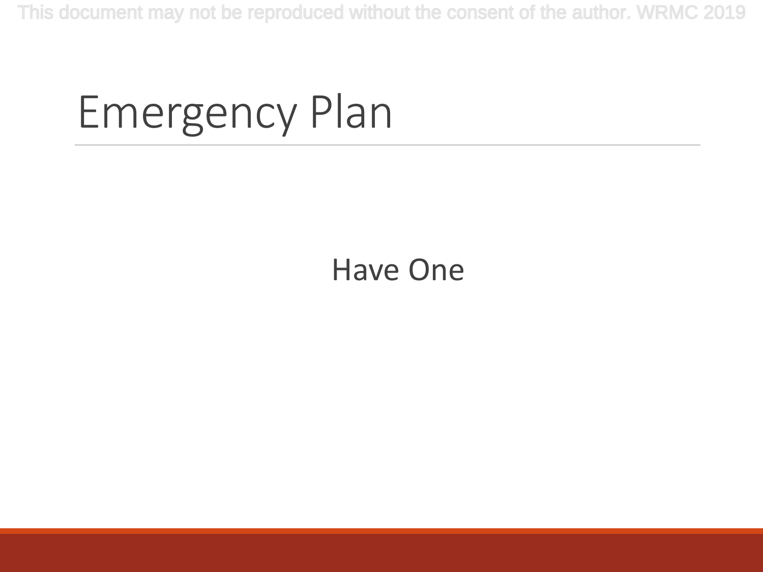# Emergency Plan

Have One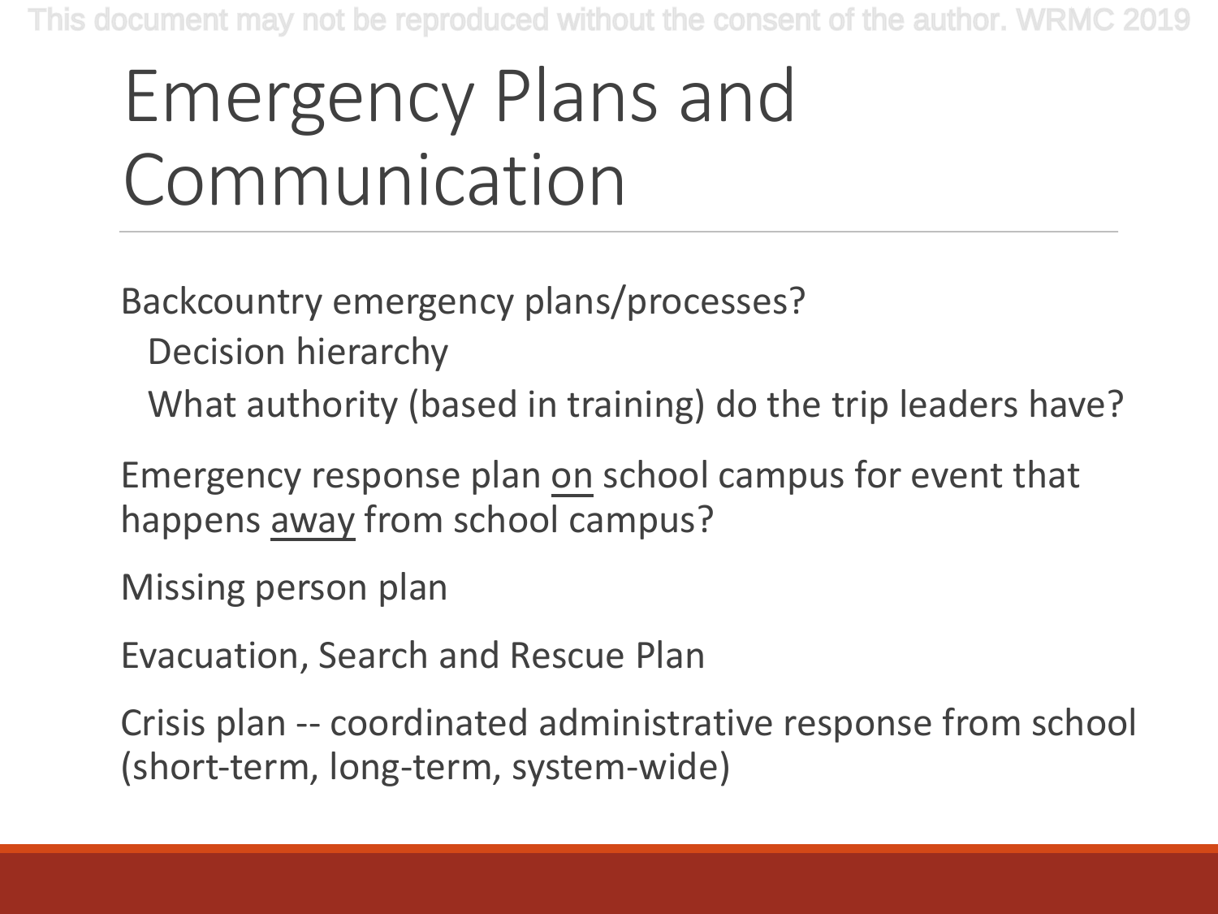# Emergency Plans and Communication

Backcountry emergency plans/processes?

- Decision hierarchy
- What authority (based in training) do the trip leaders have?

Emergency response plan <u>on</u> school campus for event that happens <u>away</u> from school campus?

Missing person plan

Evacuation, Search and Rescue Plan

Crisis plan -- coordinated administrative response from school (short-term, long-term, system-wide)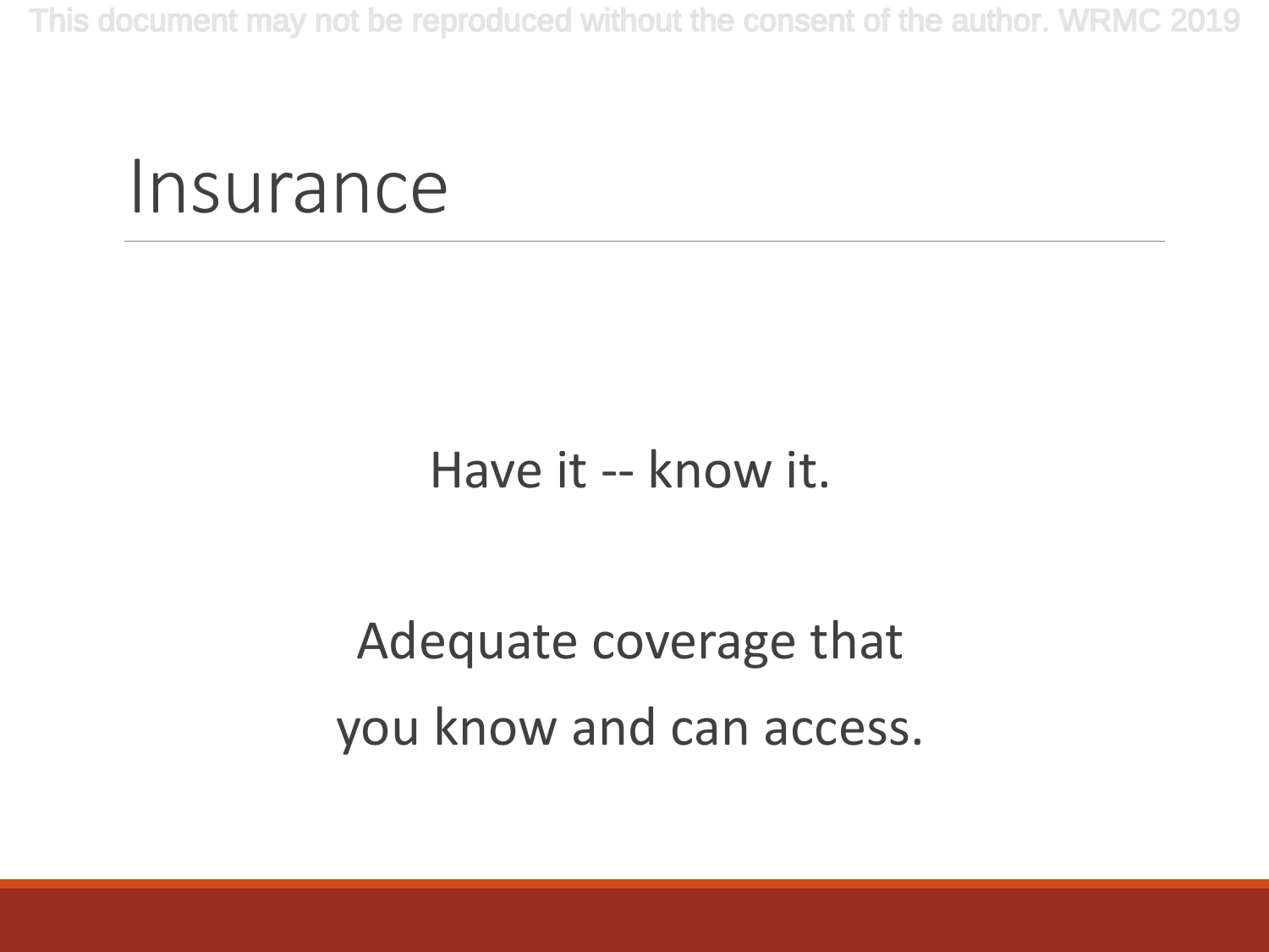# Insurance

Have it -- know it.

Adequate coverage that you know and can access.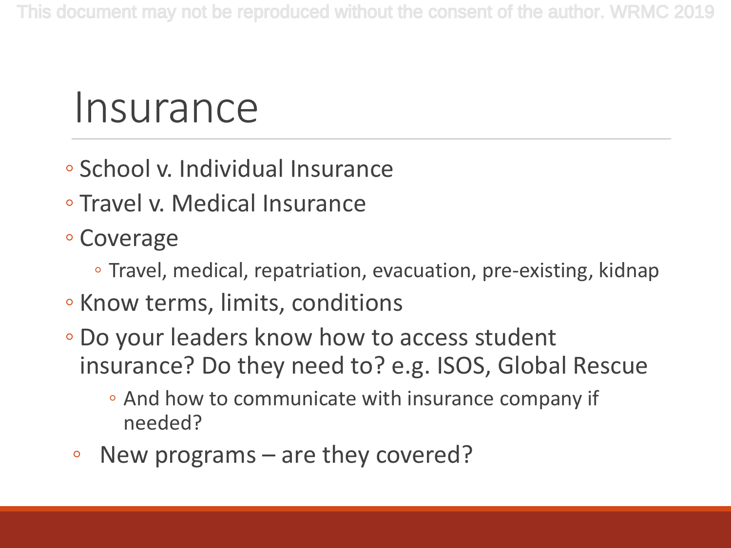# Insurance

- School v. Individual Insurance
- Travel v. Medical Insurance
- Coverage
  - Travel, medical, repatriation, evacuation, pre-existing, kidnap
- Know terms, limits, conditions
- Do your leaders know how to access student insurance? Do they need to? e.g. ISOS, Global Rescue
  - And how to communicate with insurance company if needed?
- New programs – are they covered?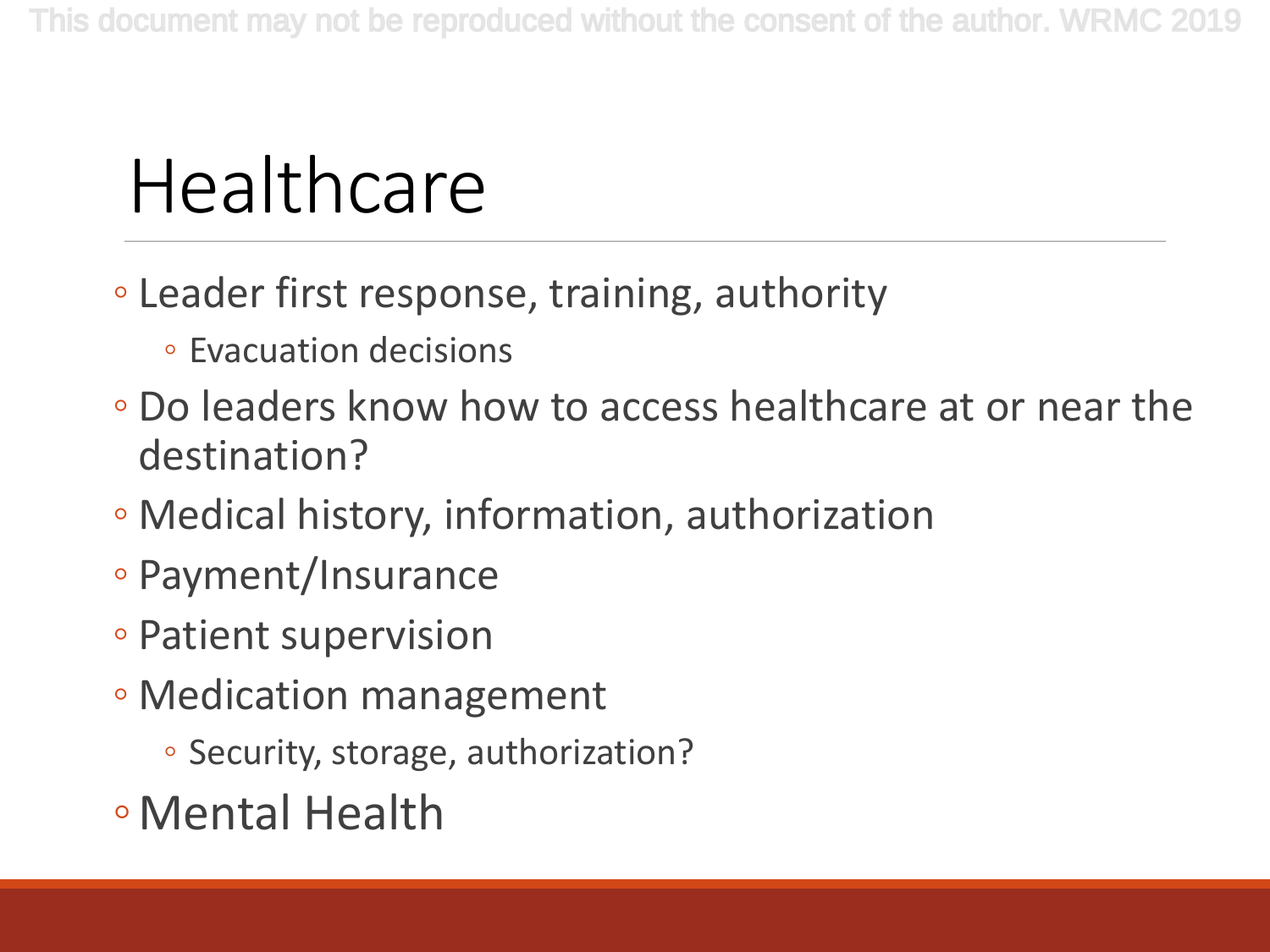# Healthcare

- Leader first response, training, authority
  - Evacuation decisions
- Do leaders know how to access healthcare at or near the destination?
- Medical history, information, authorization
- Payment/Insurance
- Patient supervision
- Medication management
  - Security, storage, authorization?
- Mental Health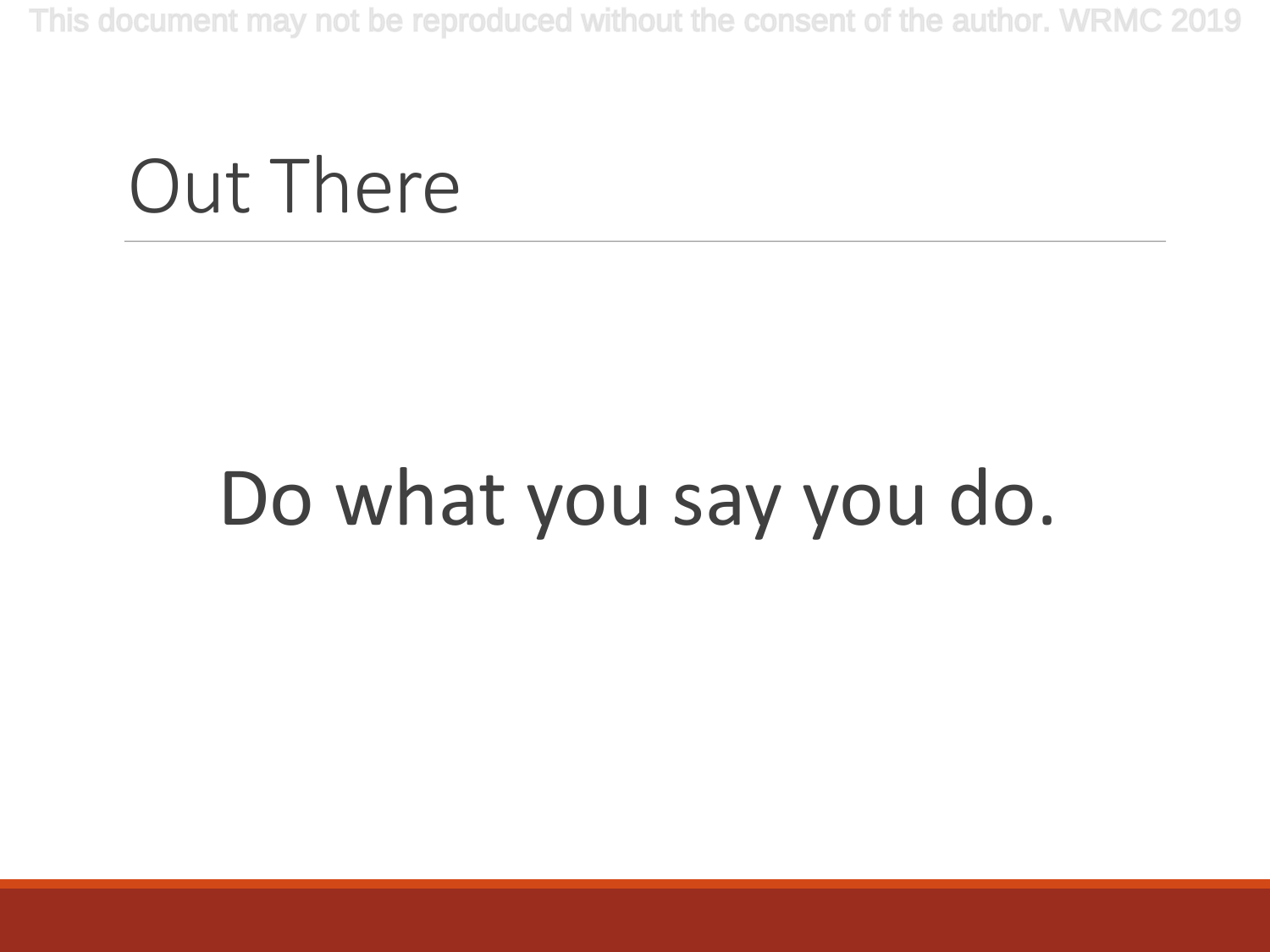# Out There

Do what you say you do.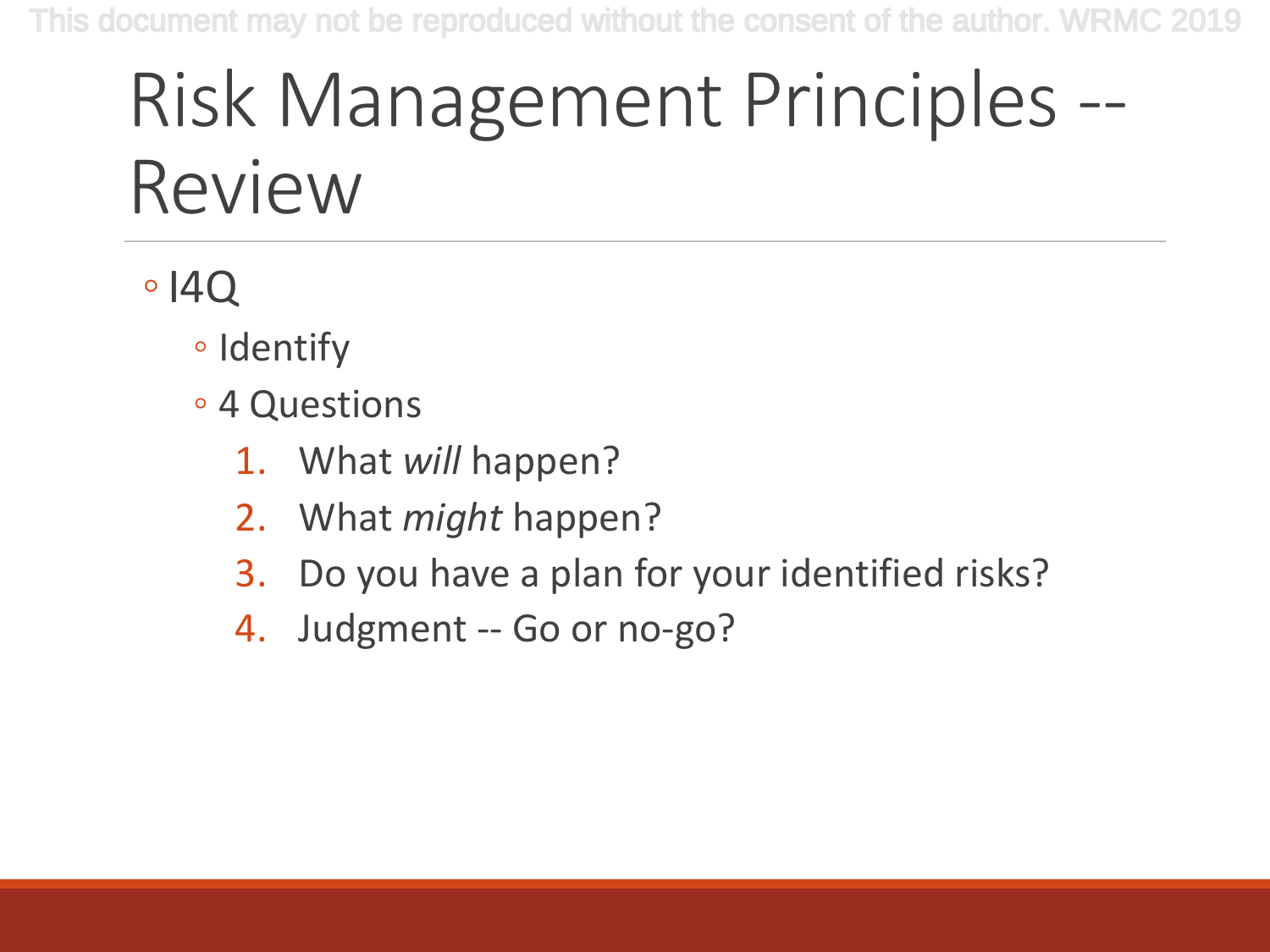# Risk Management Principles -- Review

- I4Q
  - Identify
  - 4 Questions
    1. What *will* happen?
    2. What *might* happen?
    3. Do you have a plan for your identified risks?
    4. Judgment -- Go or no-go?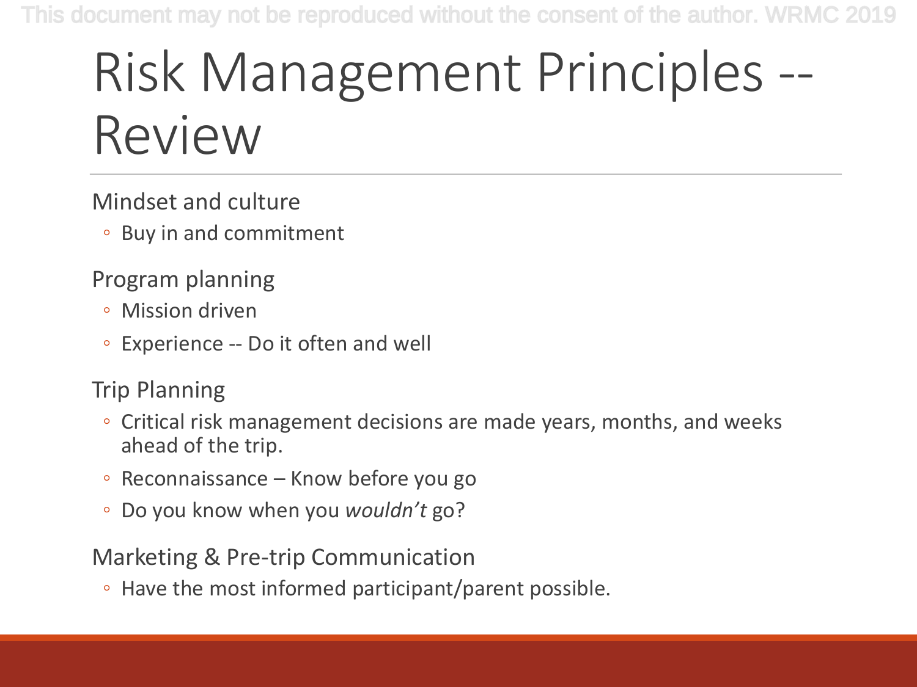# Risk Management Principles -- Review

Mindset and culture

- Buy in and commitment

Program planning

- Mission driven
- Experience -- Do it often and well

Trip Planning

- Critical risk management decisions are made years, months, and weeks ahead of the trip.
- Reconnaissance – Know before you go
- Do you know when you *wouldn't* go?

Marketing & Pre-trip Communication

- Have the most informed participant/parent possible.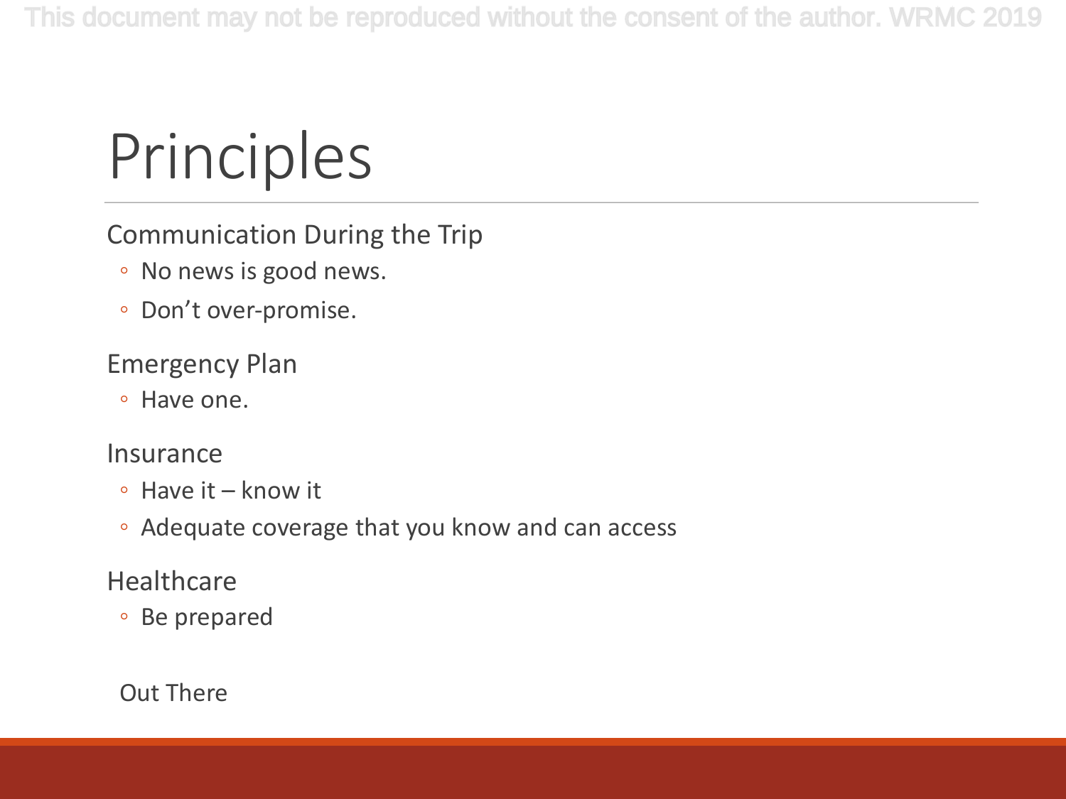# Principles

Communication During the Trip

- No news is good news.
- Don't over-promise.

Emergency Plan

- Have one.

Insurance

- Have it – know it
- Adequate coverage that you know and can access

Healthcare

- Be prepared

Out There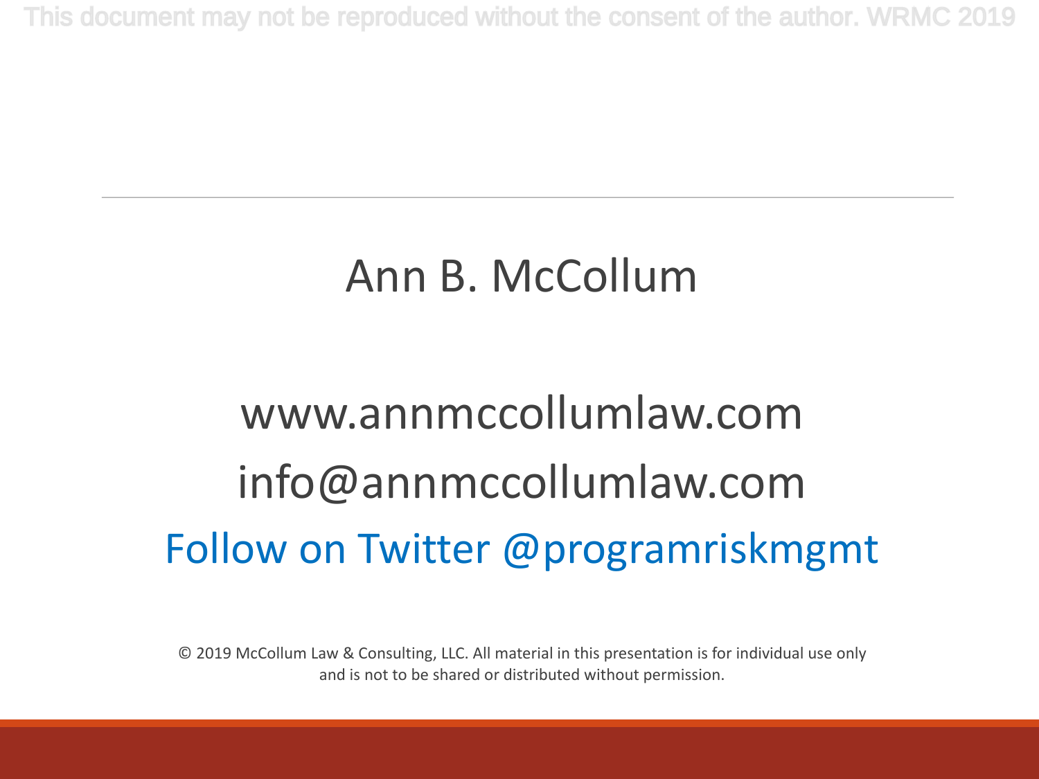Ann B. McCollum

www.annmccollumlaw.com

info@annmccollumlaw.com

Follow on Twitter @programriskmgmt

© 2019 McCollum Law & Consulting, LLC. All material in this presentation is for individual use only and is not to be shared or distributed without permission.